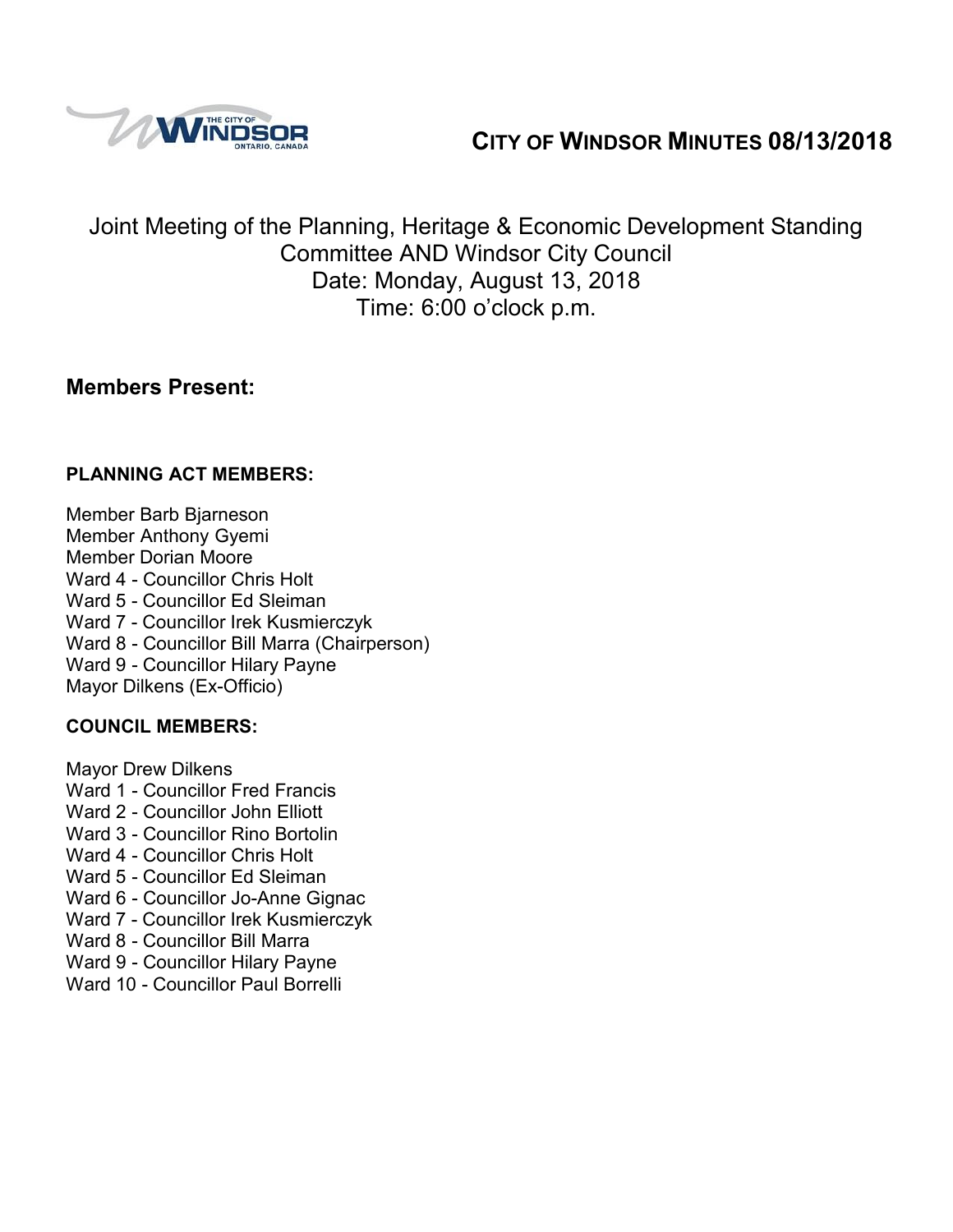# CITY OF WINDSOR MINUTES 08/13/2018

Joint Meeting of the Planning, Heritage & Economic Development Standing Committee AND Windsor City Council
Date: Monday, August 13, 2018
Time: 6:00 o'clock p.m.

## Members Present:

### PLANNING ACT MEMBERS:

Member Barb Bjarneson
Member Anthony Gyemi
Member Dorian Moore
Ward 4 - Councillor Chris Holt
Ward 5 - Councillor Ed Sleiman
Ward 7 - Councillor Irek Kusmierczyk
Ward 8 - Councillor Bill Marra (Chairperson)
Ward 9 - Councillor Hilary Payne
Mayor Dilkens (Ex-Officio)

### COUNCIL MEMBERS:

Mayor Drew Dilkens
Ward 1 - Councillor Fred Francis
Ward 2 - Councillor John Elliott
Ward 3 - Councillor Rino Bortolin
Ward 4 - Councillor Chris Holt
Ward 5 - Councillor Ed Sleiman
Ward 6 - Councillor Jo-Anne Gignac
Ward 7 - Councillor Irek Kusmierczyk
Ward 8 - Councillor Bill Marra
Ward 9 - Councillor Hilary Payne
Ward 10 - Councillor Paul Borrelli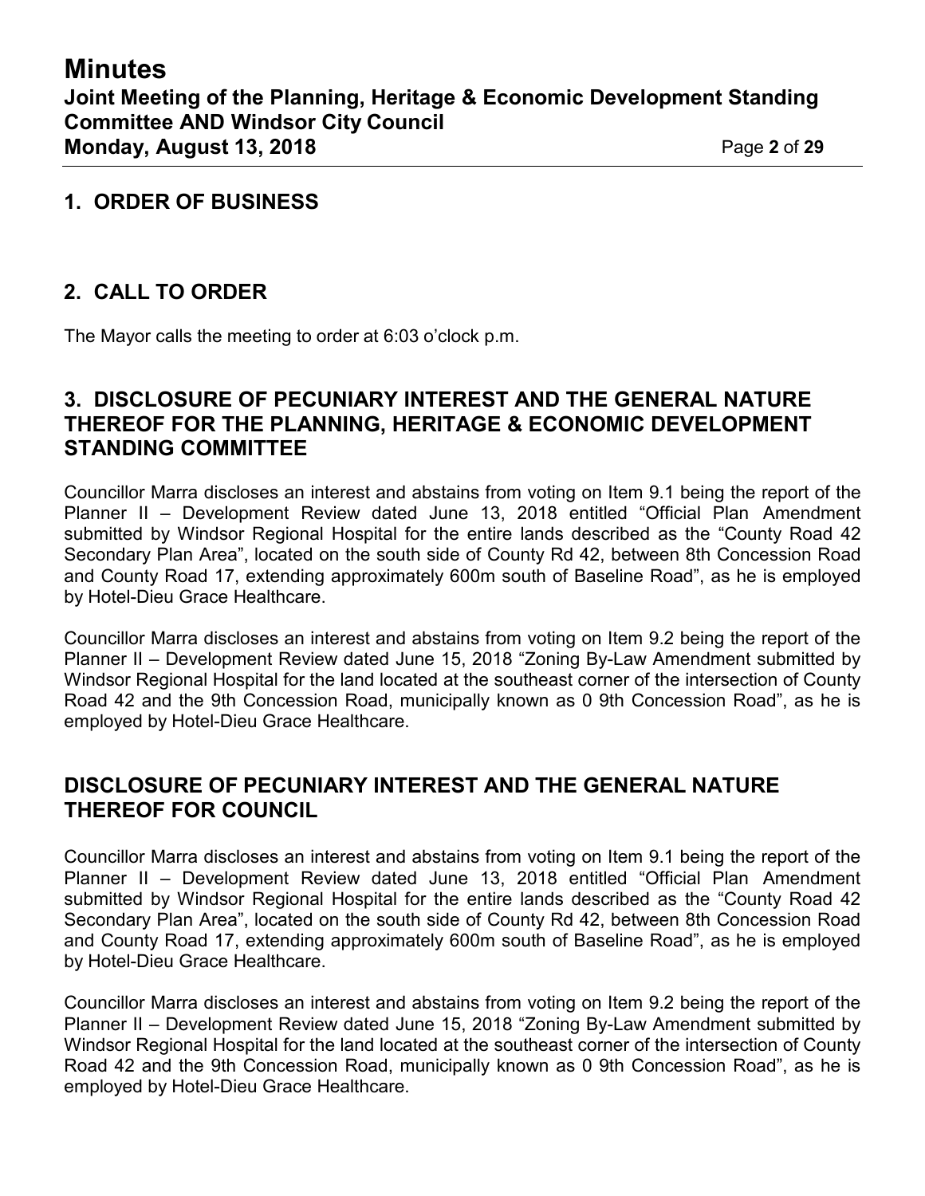## 1. ORDER OF BUSINESS

## 2. CALL TO ORDER

The Mayor calls the meeting to order at 6:03 o'clock p.m.

## 3. DISCLOSURE OF PECUNIARY INTEREST AND THE GENERAL NATURE THEREOF FOR THE PLANNING, HERITAGE & ECONOMIC DEVELOPMENT STANDING COMMITTEE

Councillor Marra discloses an interest and abstains from voting on Item 9.1 being the report of the Planner II – Development Review dated June 13, 2018 entitled "Official Plan Amendment submitted by Windsor Regional Hospital for the entire lands described as the "County Road 42 Secondary Plan Area", located on the south side of County Rd 42, between 8th Concession Road and County Road 17, extending approximately 600m south of Baseline Road", as he is employed by Hotel-Dieu Grace Healthcare.

Councillor Marra discloses an interest and abstains from voting on Item 9.2 being the report of the Planner II – Development Review dated June 15, 2018 "Zoning By-Law Amendment submitted by Windsor Regional Hospital for the land located at the southeast corner of the intersection of County Road 42 and the 9th Concession Road, municipally known as 0 9th Concession Road", as he is employed by Hotel-Dieu Grace Healthcare.

## DISCLOSURE OF PECUNIARY INTEREST AND THE GENERAL NATURE THEREOF FOR COUNCIL

Councillor Marra discloses an interest and abstains from voting on Item 9.1 being the report of the Planner II – Development Review dated June 13, 2018 entitled "Official Plan Amendment submitted by Windsor Regional Hospital for the entire lands described as the "County Road 42 Secondary Plan Area", located on the south side of County Rd 42, between 8th Concession Road and County Road 17, extending approximately 600m south of Baseline Road", as he is employed by Hotel-Dieu Grace Healthcare.

Councillor Marra discloses an interest and abstains from voting on Item 9.2 being the report of the Planner II – Development Review dated June 15, 2018 "Zoning By-Law Amendment submitted by Windsor Regional Hospital for the land located at the southeast corner of the intersection of County Road 42 and the 9th Concession Road, municipally known as 0 9th Concession Road", as he is employed by Hotel-Dieu Grace Healthcare.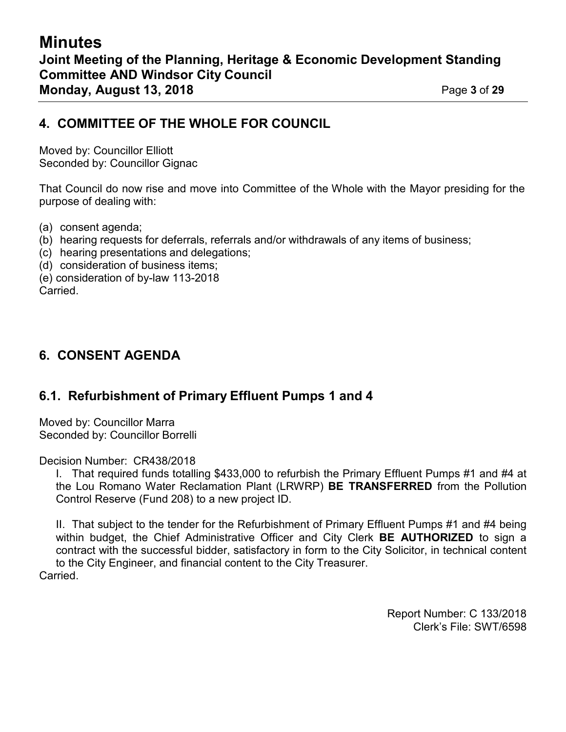## 4. COMMITTEE OF THE WHOLE FOR COUNCIL

Moved by: Councillor Elliott
Seconded by: Councillor Gignac

That Council do now rise and move into Committee of the Whole with the Mayor presiding for the purpose of dealing with:

(a) consent agenda;
(b) hearing requests for deferrals, referrals and/or withdrawals of any items of business;
(c) hearing presentations and delegations;
(d) consideration of business items;
(e) consideration of by-law 113-2018
Carried.

## 6. CONSENT AGENDA

### 6.1. Refurbishment of Primary Effluent Pumps 1 and 4

Moved by: Councillor Marra
Seconded by: Councillor Borrelli

Decision Number: CR438/2018

I. That required funds totalling $433,000 to refurbish the Primary Effluent Pumps #1 and #4 at the Lou Romano Water Reclamation Plant (LRWRP) **BE TRANSFERRED** from the Pollution Control Reserve (Fund 208) to a new project ID.

II. That subject to the tender for the Refurbishment of Primary Effluent Pumps #1 and #4 being within budget, the Chief Administrative Officer and City Clerk **BE AUTHORIZED** to sign a contract with the successful bidder, satisfactory in form to the City Solicitor, in technical content to the City Engineer, and financial content to the City Treasurer.

Carried.

Report Number: C 133/2018
Clerk's File: SWT/6598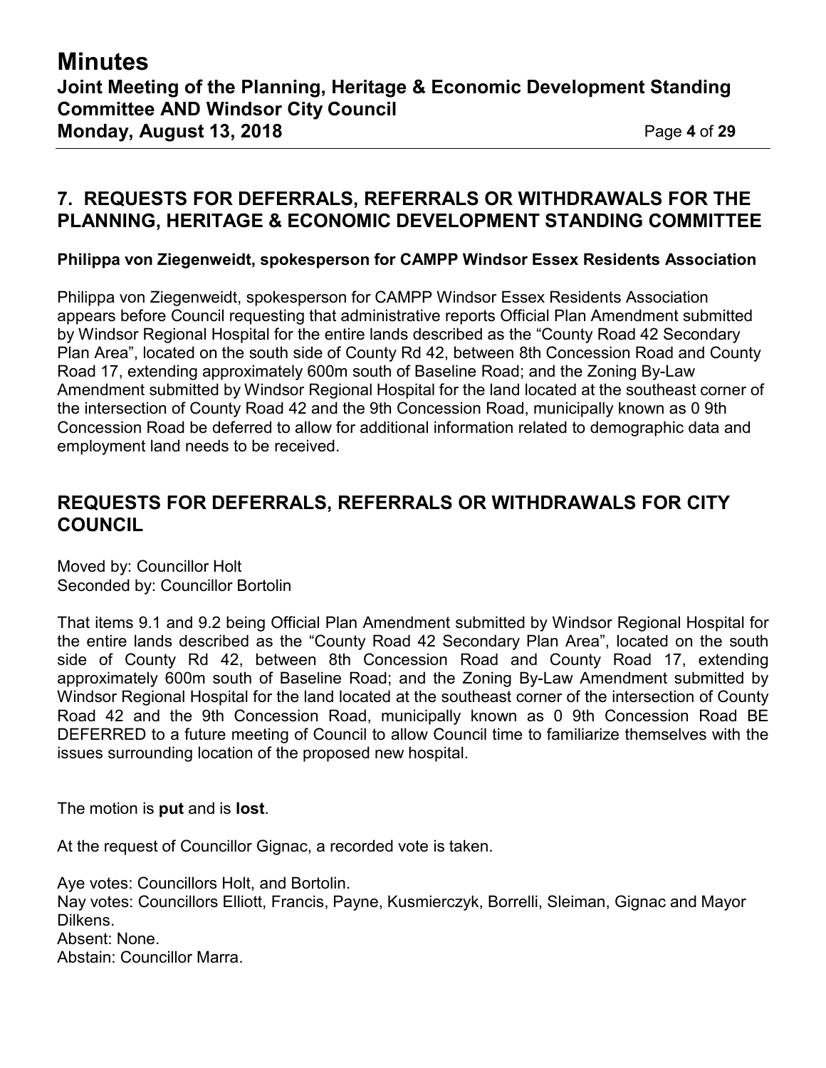## 7. REQUESTS FOR DEFERRALS, REFERRALS OR WITHDRAWALS FOR THE PLANNING, HERITAGE & ECONOMIC DEVELOPMENT STANDING COMMITTEE

**Philippa von Ziegenweidt, spokesperson for CAMPP Windsor Essex Residents Association**

Philippa von Ziegenweidt, spokesperson for CAMPP Windsor Essex Residents Association appears before Council requesting that administrative reports Official Plan Amendment submitted by Windsor Regional Hospital for the entire lands described as the "County Road 42 Secondary Plan Area", located on the south side of County Rd 42, between 8th Concession Road and County Road 17, extending approximately 600m south of Baseline Road; and the Zoning By-Law Amendment submitted by Windsor Regional Hospital for the land located at the southeast corner of the intersection of County Road 42 and the 9th Concession Road, municipally known as 0 9th Concession Road be deferred to allow for additional information related to demographic data and employment land needs to be received.

## REQUESTS FOR DEFERRALS, REFERRALS OR WITHDRAWALS FOR CITY COUNCIL

Moved by: Councillor Holt
Seconded by: Councillor Bortolin

That items 9.1 and 9.2 being Official Plan Amendment submitted by Windsor Regional Hospital for the entire lands described as the "County Road 42 Secondary Plan Area", located on the south side of County Rd 42, between 8th Concession Road and County Road 17, extending approximately 600m south of Baseline Road; and the Zoning By-Law Amendment submitted by Windsor Regional Hospital for the land located at the southeast corner of the intersection of County Road 42 and the 9th Concession Road, municipally known as 0 9th Concession Road BE DEFERRED to a future meeting of Council to allow Council time to familiarize themselves with the issues surrounding location of the proposed new hospital.

The motion is **put** and is **lost**.

At the request of Councillor Gignac, a recorded vote is taken.

Aye votes: Councillors Holt, and Bortolin.
Nay votes: Councillors Elliott, Francis, Payne, Kusmierczyk, Borrelli, Sleiman, Gignac and Mayor Dilkens.
Absent: None.
Abstain: Councillor Marra.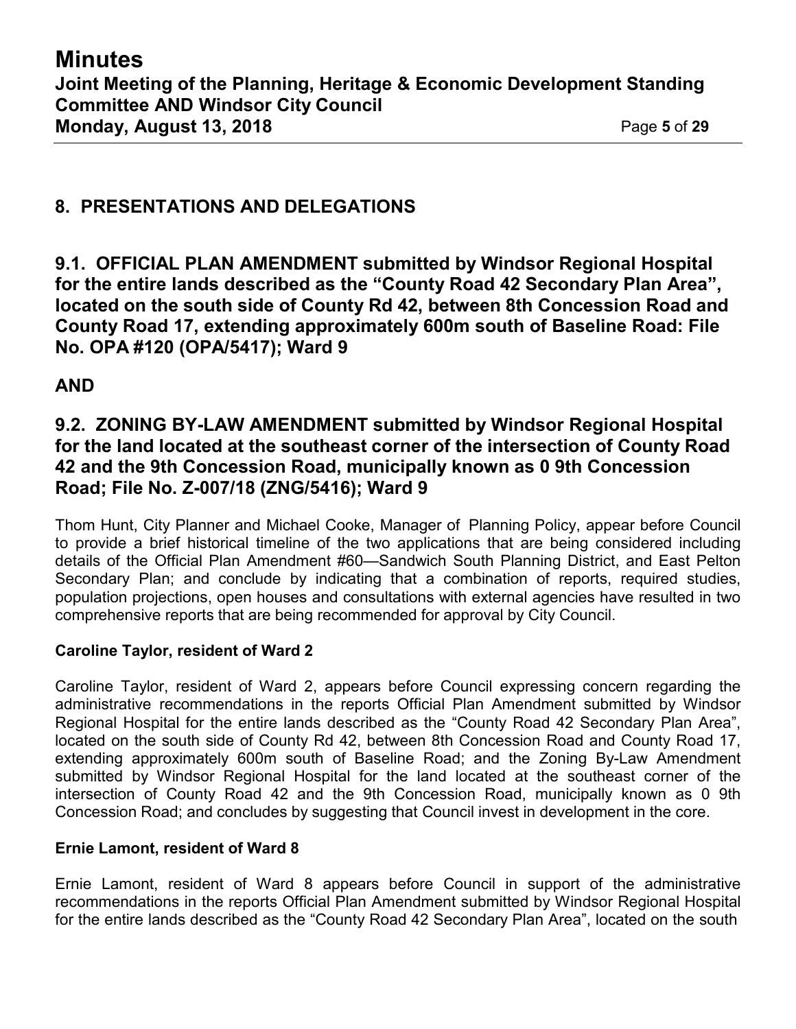## 8. PRESENTATIONS AND DELEGATIONS

## 9.1. OFFICIAL PLAN AMENDMENT submitted by Windsor Regional Hospital for the entire lands described as the "County Road 42 Secondary Plan Area", located on the south side of County Rd 42, between 8th Concession Road and County Road 17, extending approximately 600m south of Baseline Road: File No. OPA #120 (OPA/5417); Ward 9

## AND

## 9.2. ZONING BY-LAW AMENDMENT submitted by Windsor Regional Hospital for the land located at the southeast corner of the intersection of County Road 42 and the 9th Concession Road, municipally known as 0 9th Concession Road; File No. Z-007/18 (ZNG/5416); Ward 9

Thom Hunt, City Planner and Michael Cooke, Manager of Planning Policy, appear before Council to provide a brief historical timeline of the two applications that are being considered including details of the Official Plan Amendment #60—Sandwich South Planning District, and East Pelton Secondary Plan; and conclude by indicating that a combination of reports, required studies, population projections, open houses and consultations with external agencies have resulted in two comprehensive reports that are being recommended for approval by City Council.

**Caroline Taylor, resident of Ward 2**

Caroline Taylor, resident of Ward 2, appears before Council expressing concern regarding the administrative recommendations in the reports Official Plan Amendment submitted by Windsor Regional Hospital for the entire lands described as the "County Road 42 Secondary Plan Area", located on the south side of County Rd 42, between 8th Concession Road and County Road 17, extending approximately 600m south of Baseline Road; and the Zoning By-Law Amendment submitted by Windsor Regional Hospital for the land located at the southeast corner of the intersection of County Road 42 and the 9th Concession Road, municipally known as 0 9th Concession Road; and concludes by suggesting that Council invest in development in the core.

**Ernie Lamont, resident of Ward 8**

Ernie Lamont, resident of Ward 8 appears before Council in support of the administrative recommendations in the reports Official Plan Amendment submitted by Windsor Regional Hospital for the entire lands described as the "County Road 42 Secondary Plan Area", located on the south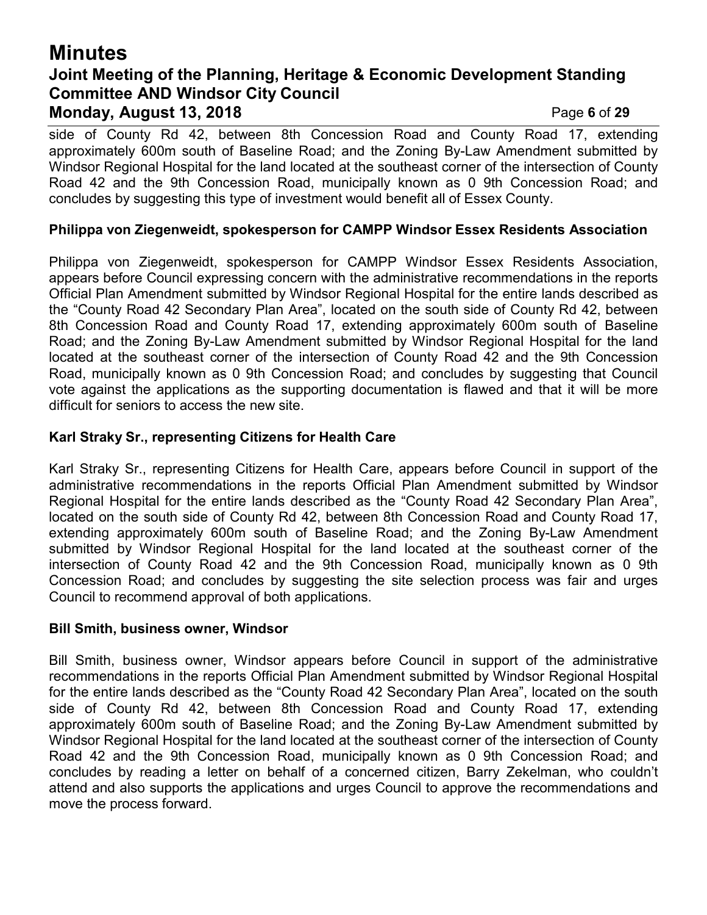side of County Rd 42, between 8th Concession Road and County Road 17, extending approximately 600m south of Baseline Road; and the Zoning By-Law Amendment submitted by Windsor Regional Hospital for the land located at the southeast corner of the intersection of County Road 42 and the 9th Concession Road, municipally known as 0 9th Concession Road; and concludes by suggesting this type of investment would benefit all of Essex County.

**Philippa von Ziegenweidt, spokesperson for CAMPP Windsor Essex Residents Association**

Philippa von Ziegenweidt, spokesperson for CAMPP Windsor Essex Residents Association, appears before Council expressing concern with the administrative recommendations in the reports Official Plan Amendment submitted by Windsor Regional Hospital for the entire lands described as the "County Road 42 Secondary Plan Area", located on the south side of County Rd 42, between 8th Concession Road and County Road 17, extending approximately 600m south of Baseline Road; and the Zoning By-Law Amendment submitted by Windsor Regional Hospital for the land located at the southeast corner of the intersection of County Road 42 and the 9th Concession Road, municipally known as 0 9th Concession Road; and concludes by suggesting that Council vote against the applications as the supporting documentation is flawed and that it will be more difficult for seniors to access the new site.

**Karl Straky Sr., representing Citizens for Health Care**

Karl Straky Sr., representing Citizens for Health Care, appears before Council in support of the administrative recommendations in the reports Official Plan Amendment submitted by Windsor Regional Hospital for the entire lands described as the "County Road 42 Secondary Plan Area", located on the south side of County Rd 42, between 8th Concession Road and County Road 17, extending approximately 600m south of Baseline Road; and the Zoning By-Law Amendment submitted by Windsor Regional Hospital for the land located at the southeast corner of the intersection of County Road 42 and the 9th Concession Road, municipally known as 0 9th Concession Road; and concludes by suggesting the site selection process was fair and urges Council to recommend approval of both applications.

**Bill Smith, business owner, Windsor**

Bill Smith, business owner, Windsor appears before Council in support of the administrative recommendations in the reports Official Plan Amendment submitted by Windsor Regional Hospital for the entire lands described as the "County Road 42 Secondary Plan Area", located on the south side of County Rd 42, between 8th Concession Road and County Road 17, extending approximately 600m south of Baseline Road; and the Zoning By-Law Amendment submitted by Windsor Regional Hospital for the land located at the southeast corner of the intersection of County Road 42 and the 9th Concession Road, municipally known as 0 9th Concession Road; and concludes by reading a letter on behalf of a concerned citizen, Barry Zekelman, who couldn't attend and also supports the applications and urges Council to approve the recommendations and move the process forward.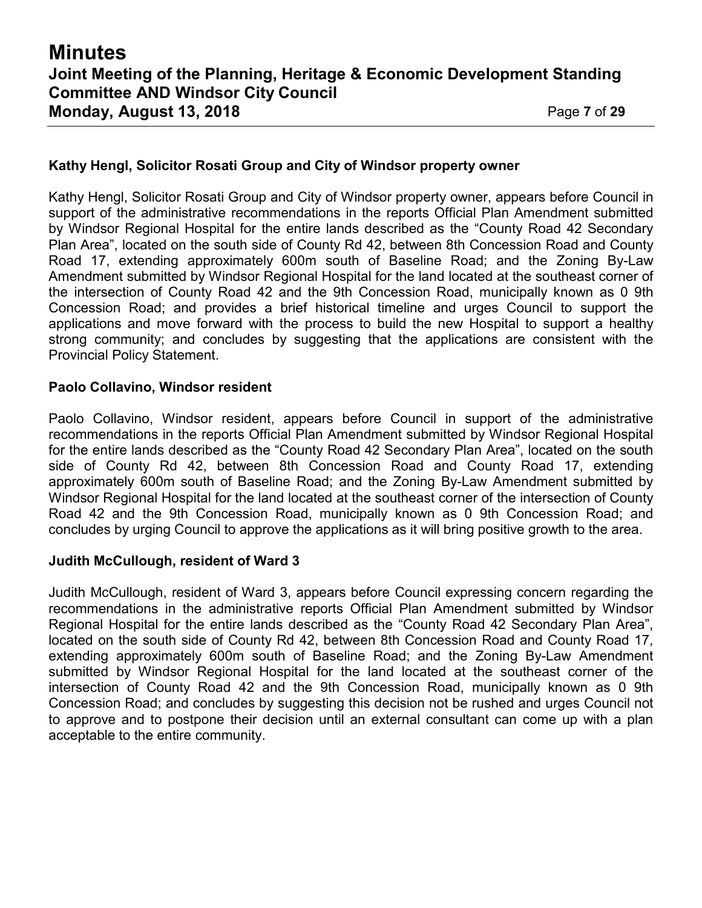**Kathy Hengl, Solicitor Rosati Group and City of Windsor property owner**

Kathy Hengl, Solicitor Rosati Group and City of Windsor property owner, appears before Council in support of the administrative recommendations in the reports Official Plan Amendment submitted by Windsor Regional Hospital for the entire lands described as the “County Road 42 Secondary Plan Area”, located on the south side of County Rd 42, between 8th Concession Road and County Road 17, extending approximately 600m south of Baseline Road; and the Zoning By-Law Amendment submitted by Windsor Regional Hospital for the land located at the southeast corner of the intersection of County Road 42 and the 9th Concession Road, municipally known as 0 9th Concession Road; and provides a brief historical timeline and urges Council to support the applications and move forward with the process to build the new Hospital to support a healthy strong community; and concludes by suggesting that the applications are consistent with the Provincial Policy Statement.

**Paolo Collavino, Windsor resident**

Paolo Collavino, Windsor resident, appears before Council in support of the administrative recommendations in the reports Official Plan Amendment submitted by Windsor Regional Hospital for the entire lands described as the “County Road 42 Secondary Plan Area”, located on the south side of County Rd 42, between 8th Concession Road and County Road 17, extending approximately 600m south of Baseline Road; and the Zoning By-Law Amendment submitted by Windsor Regional Hospital for the land located at the southeast corner of the intersection of County Road 42 and the 9th Concession Road, municipally known as 0 9th Concession Road; and concludes by urging Council to approve the applications as it will bring positive growth to the area.

**Judith McCullough, resident of Ward 3**

Judith McCullough, resident of Ward 3, appears before Council expressing concern regarding the recommendations in the administrative reports Official Plan Amendment submitted by Windsor Regional Hospital for the entire lands described as the “County Road 42 Secondary Plan Area”, located on the south side of County Rd 42, between 8th Concession Road and County Road 17, extending approximately 600m south of Baseline Road; and the Zoning By-Law Amendment submitted by Windsor Regional Hospital for the land located at the southeast corner of the intersection of County Road 42 and the 9th Concession Road, municipally known as 0 9th Concession Road; and concludes by suggesting this decision not be rushed and urges Council not to approve and to postpone their decision until an external consultant can come up with a plan acceptable to the entire community.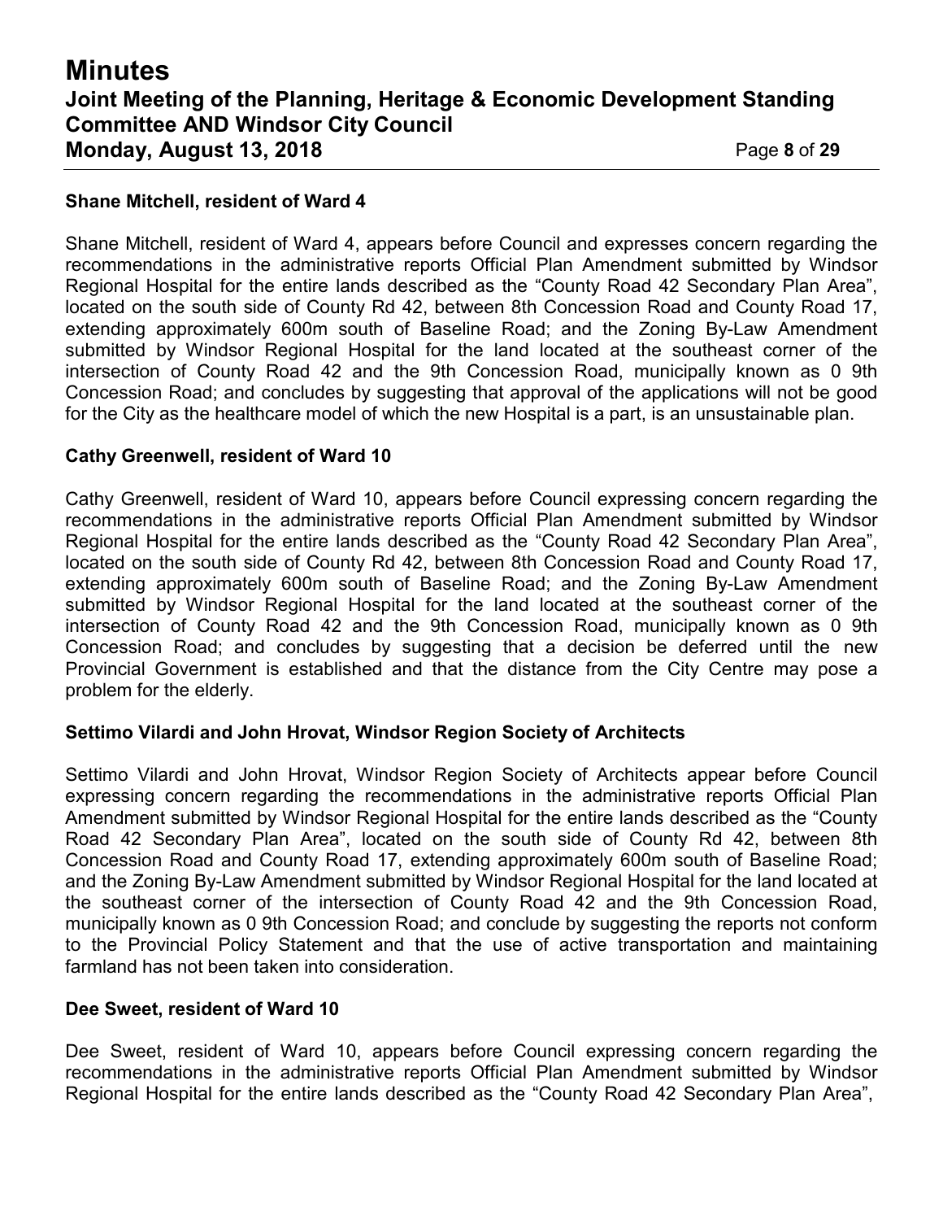**Shane Mitchell, resident of Ward 4**

Shane Mitchell, resident of Ward 4, appears before Council and expresses concern regarding the recommendations in the administrative reports Official Plan Amendment submitted by Windsor Regional Hospital for the entire lands described as the "County Road 42 Secondary Plan Area", located on the south side of County Rd 42, between 8th Concession Road and County Road 17, extending approximately 600m south of Baseline Road; and the Zoning By-Law Amendment submitted by Windsor Regional Hospital for the land located at the southeast corner of the intersection of County Road 42 and the 9th Concession Road, municipally known as 0 9th Concession Road; and concludes by suggesting that approval of the applications will not be good for the City as the healthcare model of which the new Hospital is a part, is an unsustainable plan.

**Cathy Greenwell, resident of Ward 10**

Cathy Greenwell, resident of Ward 10, appears before Council expressing concern regarding the recommendations in the administrative reports Official Plan Amendment submitted by Windsor Regional Hospital for the entire lands described as the "County Road 42 Secondary Plan Area", located on the south side of County Rd 42, between 8th Concession Road and County Road 17, extending approximately 600m south of Baseline Road; and the Zoning By-Law Amendment submitted by Windsor Regional Hospital for the land located at the southeast corner of the intersection of County Road 42 and the 9th Concession Road, municipally known as 0 9th Concession Road; and concludes by suggesting that a decision be deferred until the new Provincial Government is established and that the distance from the City Centre may pose a problem for the elderly.

**Settimo Vilardi and John Hrovat, Windsor Region Society of Architects**

Settimo Vilardi and John Hrovat, Windsor Region Society of Architects appear before Council expressing concern regarding the recommendations in the administrative reports Official Plan Amendment submitted by Windsor Regional Hospital for the entire lands described as the "County Road 42 Secondary Plan Area", located on the south side of County Rd 42, between 8th Concession Road and County Road 17, extending approximately 600m south of Baseline Road; and the Zoning By-Law Amendment submitted by Windsor Regional Hospital for the land located at the southeast corner of the intersection of County Road 42 and the 9th Concession Road, municipally known as 0 9th Concession Road; and conclude by suggesting the reports not conform to the Provincial Policy Statement and that the use of active transportation and maintaining farmland has not been taken into consideration.

**Dee Sweet, resident of Ward 10**

Dee Sweet, resident of Ward 10, appears before Council expressing concern regarding the recommendations in the administrative reports Official Plan Amendment submitted by Windsor Regional Hospital for the entire lands described as the "County Road 42 Secondary Plan Area",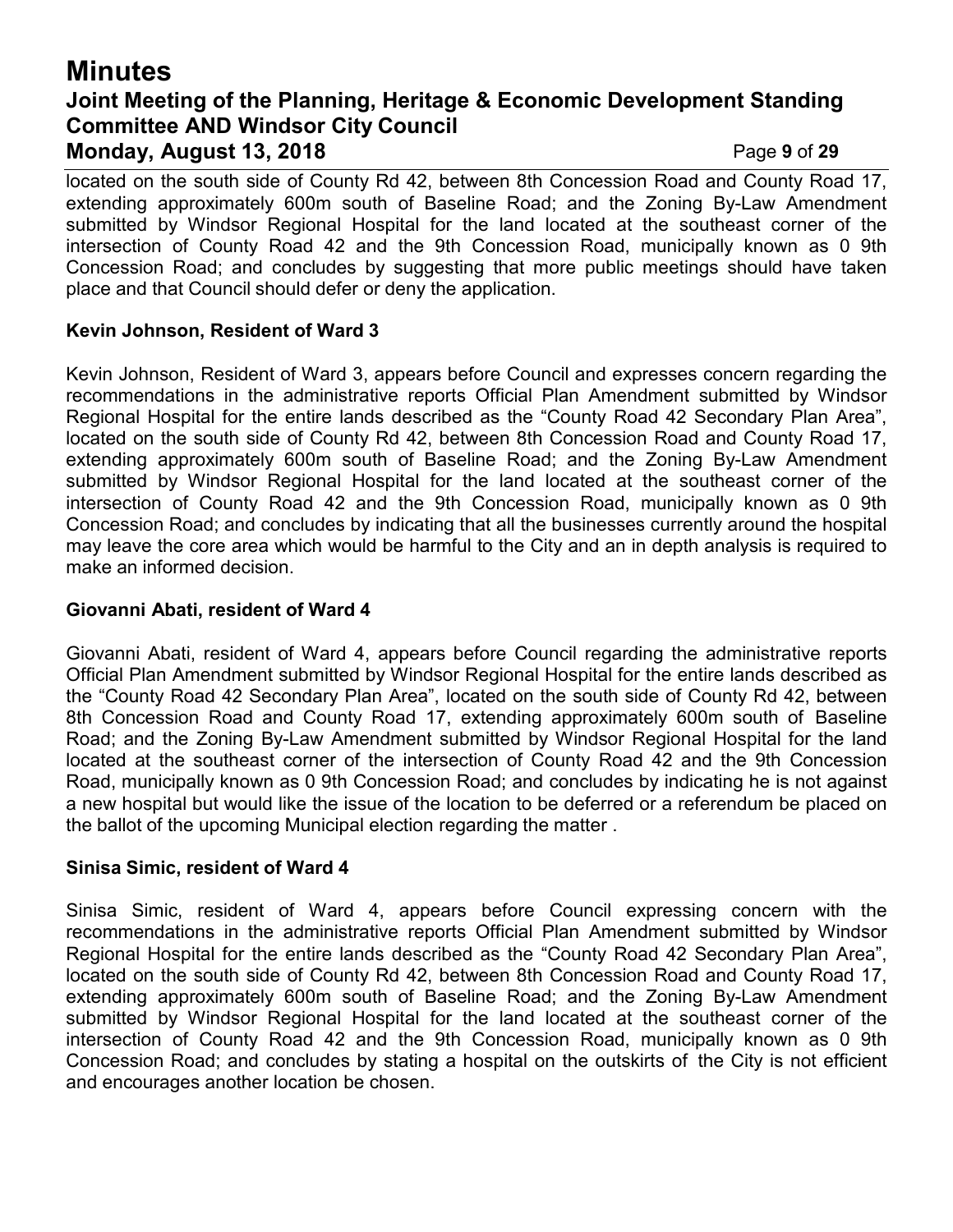located on the south side of County Rd 42, between 8th Concession Road and County Road 17, extending approximately 600m south of Baseline Road; and the Zoning By-Law Amendment submitted by Windsor Regional Hospital for the land located at the southeast corner of the intersection of County Road 42 and the 9th Concession Road, municipally known as 0 9th Concession Road; and concludes by suggesting that more public meetings should have taken place and that Council should defer or deny the application.

**Kevin Johnson, Resident of Ward 3**

Kevin Johnson, Resident of Ward 3, appears before Council and expresses concern regarding the recommendations in the administrative reports Official Plan Amendment submitted by Windsor Regional Hospital for the entire lands described as the "County Road 42 Secondary Plan Area", located on the south side of County Rd 42, between 8th Concession Road and County Road 17, extending approximately 600m south of Baseline Road; and the Zoning By-Law Amendment submitted by Windsor Regional Hospital for the land located at the southeast corner of the intersection of County Road 42 and the 9th Concession Road, municipally known as 0 9th Concession Road; and concludes by indicating that all the businesses currently around the hospital may leave the core area which would be harmful to the City and an in depth analysis is required to make an informed decision.

**Giovanni Abati, resident of Ward 4**

Giovanni Abati, resident of Ward 4, appears before Council regarding the administrative reports Official Plan Amendment submitted by Windsor Regional Hospital for the entire lands described as the "County Road 42 Secondary Plan Area", located on the south side of County Rd 42, between 8th Concession Road and County Road 17, extending approximately 600m south of Baseline Road; and the Zoning By-Law Amendment submitted by Windsor Regional Hospital for the land located at the southeast corner of the intersection of County Road 42 and the 9th Concession Road, municipally known as 0 9th Concession Road; and concludes by indicating he is not against a new hospital but would like the issue of the location to be deferred or a referendum be placed on the ballot of the upcoming Municipal election regarding the matter .

**Sinisa Simic, resident of Ward 4**

Sinisa Simic, resident of Ward 4, appears before Council expressing concern with the recommendations in the administrative reports Official Plan Amendment submitted by Windsor Regional Hospital for the entire lands described as the "County Road 42 Secondary Plan Area", located on the south side of County Rd 42, between 8th Concession Road and County Road 17, extending approximately 600m south of Baseline Road; and the Zoning By-Law Amendment submitted by Windsor Regional Hospital for the land located at the southeast corner of the intersection of County Road 42 and the 9th Concession Road, municipally known as 0 9th Concession Road; and concludes by stating a hospital on the outskirts of the City is not efficient and encourages another location be chosen.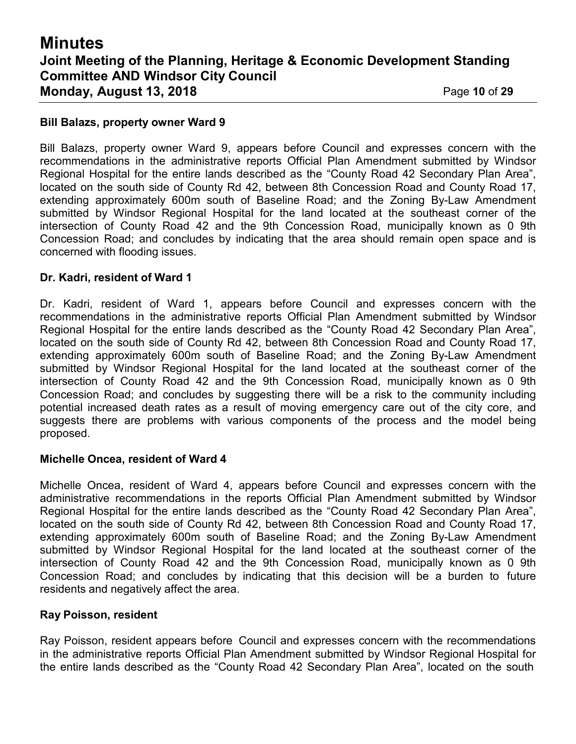**Bill Balazs, property owner Ward 9**

Bill Balazs, property owner Ward 9, appears before Council and expresses concern with the recommendations in the administrative reports Official Plan Amendment submitted by Windsor Regional Hospital for the entire lands described as the "County Road 42 Secondary Plan Area", located on the south side of County Rd 42, between 8th Concession Road and County Road 17, extending approximately 600m south of Baseline Road; and the Zoning By-Law Amendment submitted by Windsor Regional Hospital for the land located at the southeast corner of the intersection of County Road 42 and the 9th Concession Road, municipally known as 0 9th Concession Road; and concludes by indicating that the area should remain open space and is concerned with flooding issues.

**Dr. Kadri, resident of Ward 1**

Dr. Kadri, resident of Ward 1, appears before Council and expresses concern with the recommendations in the administrative reports Official Plan Amendment submitted by Windsor Regional Hospital for the entire lands described as the "County Road 42 Secondary Plan Area", located on the south side of County Rd 42, between 8th Concession Road and County Road 17, extending approximately 600m south of Baseline Road; and the Zoning By-Law Amendment submitted by Windsor Regional Hospital for the land located at the southeast corner of the intersection of County Road 42 and the 9th Concession Road, municipally known as 0 9th Concession Road; and concludes by suggesting there will be a risk to the community including potential increased death rates as a result of moving emergency care out of the city core, and suggests there are problems with various components of the process and the model being proposed.

**Michelle Oncea, resident of Ward 4**

Michelle Oncea, resident of Ward 4, appears before Council and expresses concern with the administrative recommendations in the reports Official Plan Amendment submitted by Windsor Regional Hospital for the entire lands described as the "County Road 42 Secondary Plan Area", located on the south side of County Rd 42, between 8th Concession Road and County Road 17, extending approximately 600m south of Baseline Road; and the Zoning By-Law Amendment submitted by Windsor Regional Hospital for the land located at the southeast corner of the intersection of County Road 42 and the 9th Concession Road, municipally known as 0 9th Concession Road; and concludes by indicating that this decision will be a burden to future residents and negatively affect the area.

**Ray Poisson, resident**

Ray Poisson, resident appears before Council and expresses concern with the recommendations in the administrative reports Official Plan Amendment submitted by Windsor Regional Hospital for the entire lands described as the "County Road 42 Secondary Plan Area", located on the south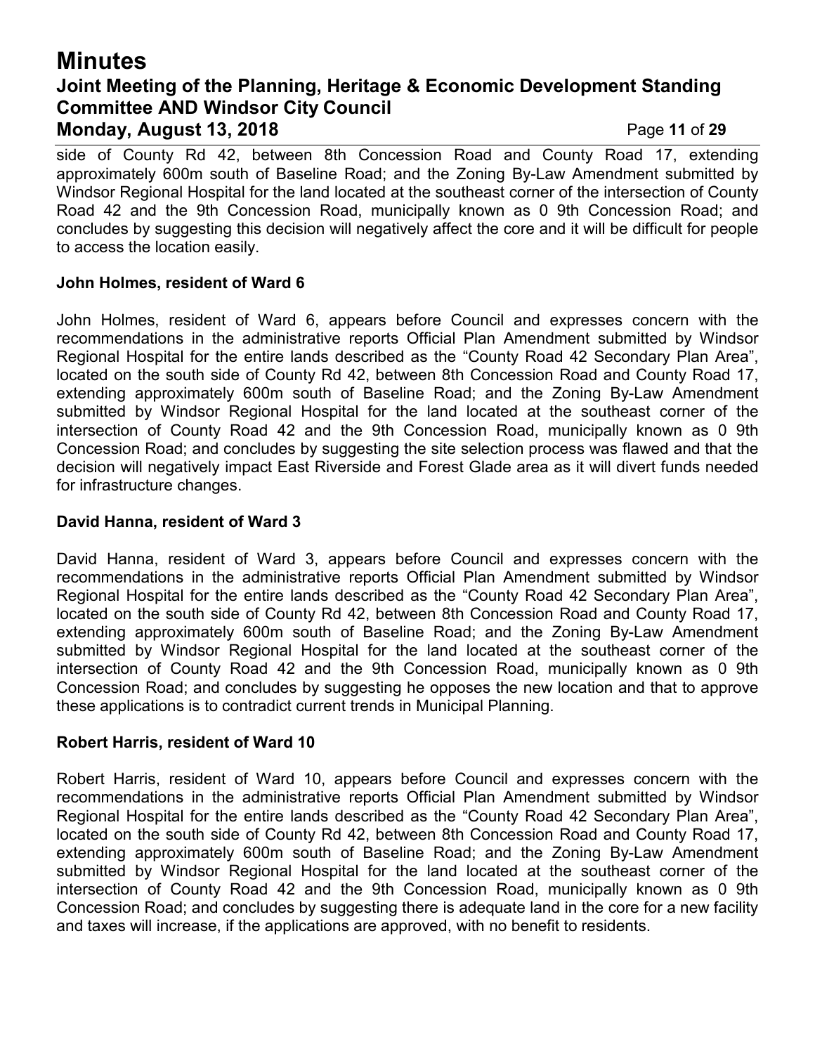side of County Rd 42, between 8th Concession Road and County Road 17, extending approximately 600m south of Baseline Road; and the Zoning By-Law Amendment submitted by Windsor Regional Hospital for the land located at the southeast corner of the intersection of County Road 42 and the 9th Concession Road, municipally known as 0 9th Concession Road; and concludes by suggesting this decision will negatively affect the core and it will be difficult for people to access the location easily.

**John Holmes, resident of Ward 6**

John Holmes, resident of Ward 6, appears before Council and expresses concern with the recommendations in the administrative reports Official Plan Amendment submitted by Windsor Regional Hospital for the entire lands described as the "County Road 42 Secondary Plan Area", located on the south side of County Rd 42, between 8th Concession Road and County Road 17, extending approximately 600m south of Baseline Road; and the Zoning By-Law Amendment submitted by Windsor Regional Hospital for the land located at the southeast corner of the intersection of County Road 42 and the 9th Concession Road, municipally known as 0 9th Concession Road; and concludes by suggesting the site selection process was flawed and that the decision will negatively impact East Riverside and Forest Glade area as it will divert funds needed for infrastructure changes.

**David Hanna, resident of Ward 3**

David Hanna, resident of Ward 3, appears before Council and expresses concern with the recommendations in the administrative reports Official Plan Amendment submitted by Windsor Regional Hospital for the entire lands described as the "County Road 42 Secondary Plan Area", located on the south side of County Rd 42, between 8th Concession Road and County Road 17, extending approximately 600m south of Baseline Road; and the Zoning By-Law Amendment submitted by Windsor Regional Hospital for the land located at the southeast corner of the intersection of County Road 42 and the 9th Concession Road, municipally known as 0 9th Concession Road; and concludes by suggesting he opposes the new location and that to approve these applications is to contradict current trends in Municipal Planning.

**Robert Harris, resident of Ward 10**

Robert Harris, resident of Ward 10, appears before Council and expresses concern with the recommendations in the administrative reports Official Plan Amendment submitted by Windsor Regional Hospital for the entire lands described as the "County Road 42 Secondary Plan Area", located on the south side of County Rd 42, between 8th Concession Road and County Road 17, extending approximately 600m south of Baseline Road; and the Zoning By-Law Amendment submitted by Windsor Regional Hospital for the land located at the southeast corner of the intersection of County Road 42 and the 9th Concession Road, municipally known as 0 9th Concession Road; and concludes by suggesting there is adequate land in the core for a new facility and taxes will increase, if the applications are approved, with no benefit to residents.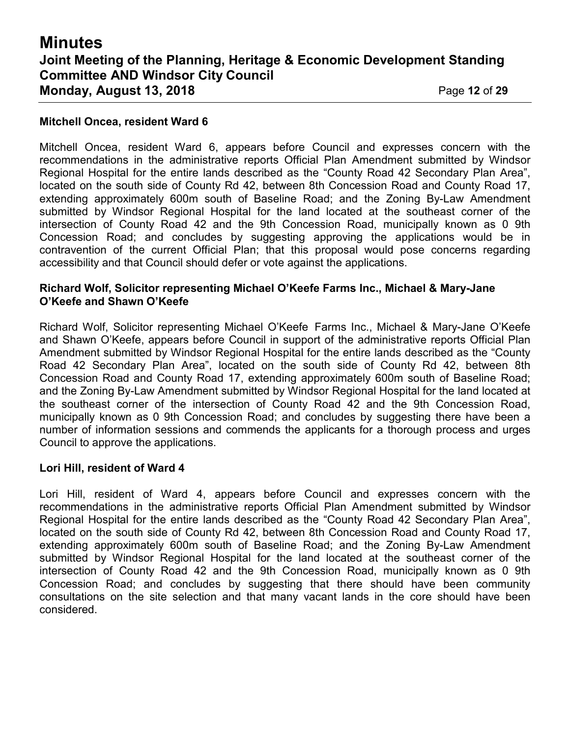**Mitchell Oncea, resident Ward 6**

Mitchell Oncea, resident Ward 6, appears before Council and expresses concern with the recommendations in the administrative reports Official Plan Amendment submitted by Windsor Regional Hospital for the entire lands described as the "County Road 42 Secondary Plan Area", located on the south side of County Rd 42, between 8th Concession Road and County Road 17, extending approximately 600m south of Baseline Road; and the Zoning By-Law Amendment submitted by Windsor Regional Hospital for the land located at the southeast corner of the intersection of County Road 42 and the 9th Concession Road, municipally known as 0 9th Concession Road; and concludes by suggesting approving the applications would be in contravention of the current Official Plan; that this proposal would pose concerns regarding accessibility and that Council should defer or vote against the applications.

**Richard Wolf, Solicitor representing Michael O'Keefe Farms Inc., Michael & Mary-Jane O'Keefe and Shawn O'Keefe**

Richard Wolf, Solicitor representing Michael O'Keefe Farms Inc., Michael & Mary-Jane O'Keefe and Shawn O'Keefe, appears before Council in support of the administrative reports Official Plan Amendment submitted by Windsor Regional Hospital for the entire lands described as the "County Road 42 Secondary Plan Area", located on the south side of County Rd 42, between 8th Concession Road and County Road 17, extending approximately 600m south of Baseline Road; and the Zoning By-Law Amendment submitted by Windsor Regional Hospital for the land located at the southeast corner of the intersection of County Road 42 and the 9th Concession Road, municipally known as 0 9th Concession Road; and concludes by suggesting there have been a number of information sessions and commends the applicants for a thorough process and urges Council to approve the applications.

**Lori Hill, resident of Ward 4**

Lori Hill, resident of Ward 4, appears before Council and expresses concern with the recommendations in the administrative reports Official Plan Amendment submitted by Windsor Regional Hospital for the entire lands described as the "County Road 42 Secondary Plan Area", located on the south side of County Rd 42, between 8th Concession Road and County Road 17, extending approximately 600m south of Baseline Road; and the Zoning By-Law Amendment submitted by Windsor Regional Hospital for the land located at the southeast corner of the intersection of County Road 42 and the 9th Concession Road, municipally known as 0 9th Concession Road; and concludes by suggesting that there should have been community consultations on the site selection and that many vacant lands in the core should have been considered.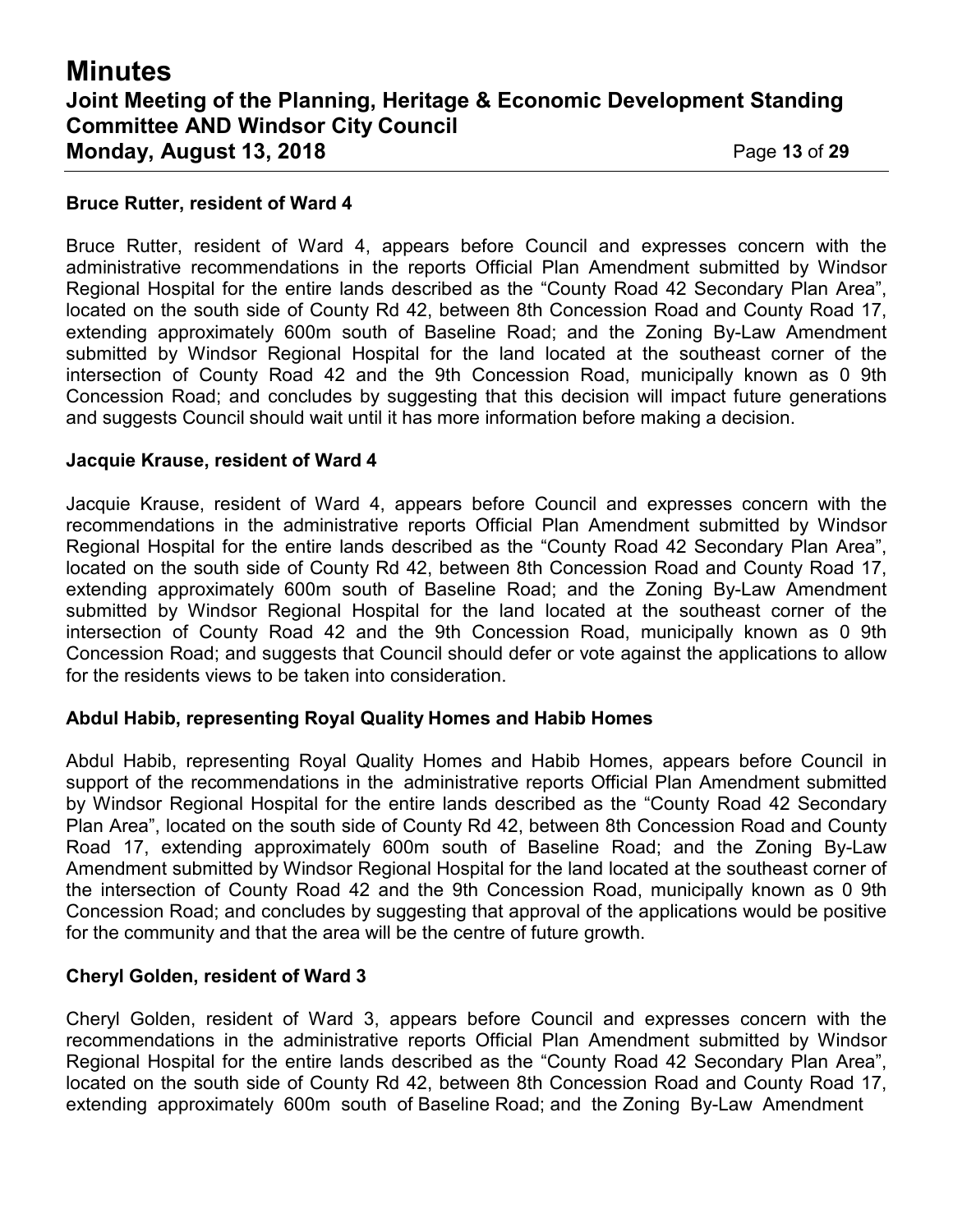**Bruce Rutter, resident of Ward 4**

Bruce Rutter, resident of Ward 4, appears before Council and expresses concern with the administrative recommendations in the reports Official Plan Amendment submitted by Windsor Regional Hospital for the entire lands described as the “County Road 42 Secondary Plan Area”, located on the south side of County Rd 42, between 8th Concession Road and County Road 17, extending approximately 600m south of Baseline Road; and the Zoning By-Law Amendment submitted by Windsor Regional Hospital for the land located at the southeast corner of the intersection of County Road 42 and the 9th Concession Road, municipally known as 0 9th Concession Road; and concludes by suggesting that this decision will impact future generations and suggests Council should wait until it has more information before making a decision.

**Jacquie Krause, resident of Ward 4**

Jacquie Krause, resident of Ward 4, appears before Council and expresses concern with the recommendations in the administrative reports Official Plan Amendment submitted by Windsor Regional Hospital for the entire lands described as the “County Road 42 Secondary Plan Area”, located on the south side of County Rd 42, between 8th Concession Road and County Road 17, extending approximately 600m south of Baseline Road; and the Zoning By-Law Amendment submitted by Windsor Regional Hospital for the land located at the southeast corner of the intersection of County Road 42 and the 9th Concession Road, municipally known as 0 9th Concession Road; and suggests that Council should defer or vote against the applications to allow for the residents views to be taken into consideration.

**Abdul Habib, representing Royal Quality Homes and Habib Homes**

Abdul Habib, representing Royal Quality Homes and Habib Homes, appears before Council in support of the recommendations in the administrative reports Official Plan Amendment submitted by Windsor Regional Hospital for the entire lands described as the “County Road 42 Secondary Plan Area”, located on the south side of County Rd 42, between 8th Concession Road and County Road 17, extending approximately 600m south of Baseline Road; and the Zoning By-Law Amendment submitted by Windsor Regional Hospital for the land located at the southeast corner of the intersection of County Road 42 and the 9th Concession Road, municipally known as 0 9th Concession Road; and concludes by suggesting that approval of the applications would be positive for the community and that the area will be the centre of future growth.

**Cheryl Golden, resident of Ward 3**

Cheryl Golden, resident of Ward 3, appears before Council and expresses concern with the recommendations in the administrative reports Official Plan Amendment submitted by Windsor Regional Hospital for the entire lands described as the “County Road 42 Secondary Plan Area”, located on the south side of County Rd 42, between 8th Concession Road and County Road 17, extending approximately 600m south of Baseline Road; and the Zoning By-Law Amendment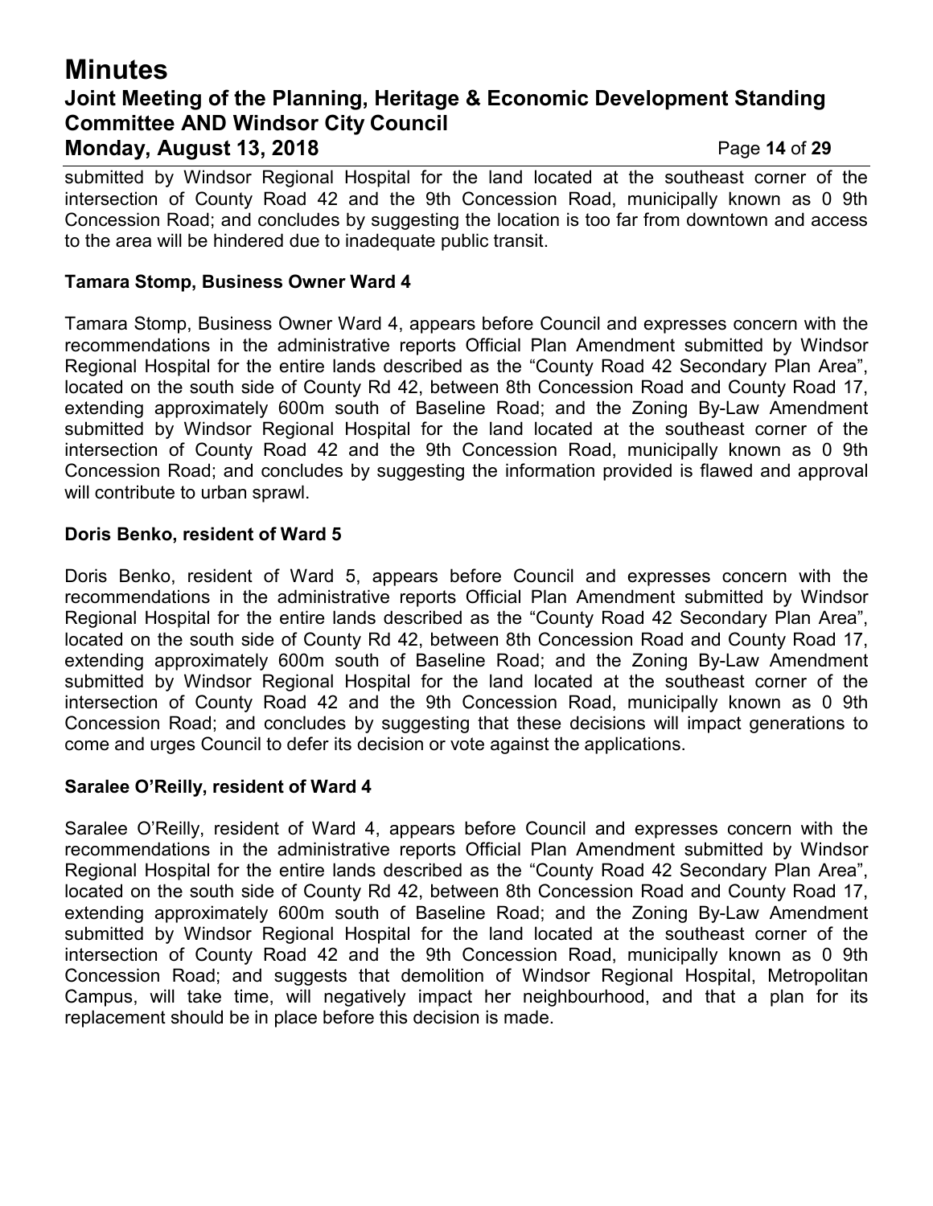submitted by Windsor Regional Hospital for the land located at the southeast corner of the intersection of County Road 42 and the 9th Concession Road, municipally known as 0 9th Concession Road; and concludes by suggesting the location is too far from downtown and access to the area will be hindered due to inadequate public transit.

**Tamara Stomp, Business Owner Ward 4**

Tamara Stomp, Business Owner Ward 4, appears before Council and expresses concern with the recommendations in the administrative reports Official Plan Amendment submitted by Windsor Regional Hospital for the entire lands described as the "County Road 42 Secondary Plan Area", located on the south side of County Rd 42, between 8th Concession Road and County Road 17, extending approximately 600m south of Baseline Road; and the Zoning By-Law Amendment submitted by Windsor Regional Hospital for the land located at the southeast corner of the intersection of County Road 42 and the 9th Concession Road, municipally known as 0 9th Concession Road; and concludes by suggesting the information provided is flawed and approval will contribute to urban sprawl.

**Doris Benko, resident of Ward 5**

Doris Benko, resident of Ward 5, appears before Council and expresses concern with the recommendations in the administrative reports Official Plan Amendment submitted by Windsor Regional Hospital for the entire lands described as the "County Road 42 Secondary Plan Area", located on the south side of County Rd 42, between 8th Concession Road and County Road 17, extending approximately 600m south of Baseline Road; and the Zoning By-Law Amendment submitted by Windsor Regional Hospital for the land located at the southeast corner of the intersection of County Road 42 and the 9th Concession Road, municipally known as 0 9th Concession Road; and concludes by suggesting that these decisions will impact generations to come and urges Council to defer its decision or vote against the applications.

**Saralee O'Reilly, resident of Ward 4**

Saralee O'Reilly, resident of Ward 4, appears before Council and expresses concern with the recommendations in the administrative reports Official Plan Amendment submitted by Windsor Regional Hospital for the entire lands described as the "County Road 42 Secondary Plan Area", located on the south side of County Rd 42, between 8th Concession Road and County Road 17, extending approximately 600m south of Baseline Road; and the Zoning By-Law Amendment submitted by Windsor Regional Hospital for the land located at the southeast corner of the intersection of County Road 42 and the 9th Concession Road, municipally known as 0 9th Concession Road; and suggests that demolition of Windsor Regional Hospital, Metropolitan Campus, will take time, will negatively impact her neighbourhood, and that a plan for its replacement should be in place before this decision is made.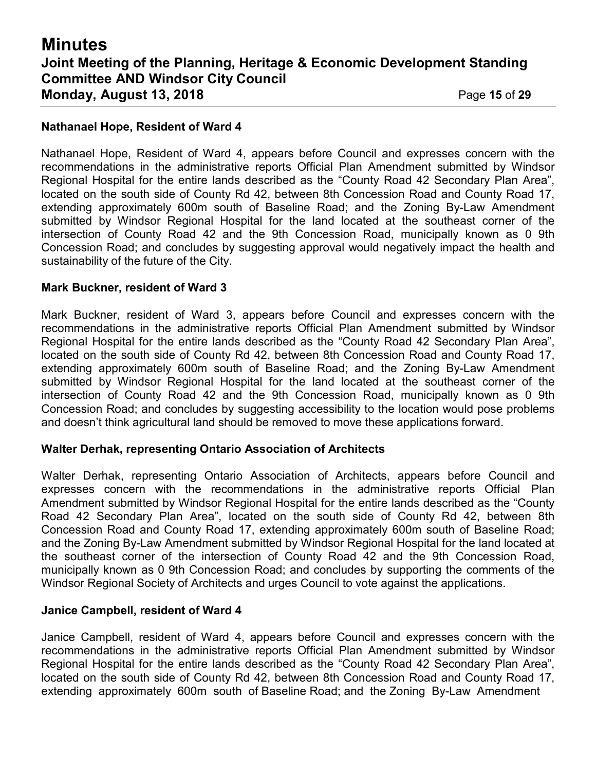**Nathanael Hope, Resident of Ward 4**

Nathanael Hope, Resident of Ward 4, appears before Council and expresses concern with the recommendations in the administrative reports Official Plan Amendment submitted by Windsor Regional Hospital for the entire lands described as the "County Road 42 Secondary Plan Area", located on the south side of County Rd 42, between 8th Concession Road and County Road 17, extending approximately 600m south of Baseline Road; and the Zoning By-Law Amendment submitted by Windsor Regional Hospital for the land located at the southeast corner of the intersection of County Road 42 and the 9th Concession Road, municipally known as 0 9th Concession Road; and concludes by suggesting approval would negatively impact the health and sustainability of the future of the City.

**Mark Buckner, resident of Ward 3**

Mark Buckner, resident of Ward 3, appears before Council and expresses concern with the recommendations in the administrative reports Official Plan Amendment submitted by Windsor Regional Hospital for the entire lands described as the "County Road 42 Secondary Plan Area", located on the south side of County Rd 42, between 8th Concession Road and County Road 17, extending approximately 600m south of Baseline Road; and the Zoning By-Law Amendment submitted by Windsor Regional Hospital for the land located at the southeast corner of the intersection of County Road 42 and the 9th Concession Road, municipally known as 0 9th Concession Road; and concludes by suggesting accessibility to the location would pose problems and doesn't think agricultural land should be removed to move these applications forward.

**Walter Derhak, representing Ontario Association of Architects**

Walter Derhak, representing Ontario Association of Architects, appears before Council and expresses concern with the recommendations in the administrative reports Official Plan Amendment submitted by Windsor Regional Hospital for the entire lands described as the "County Road 42 Secondary Plan Area", located on the south side of County Rd 42, between 8th Concession Road and County Road 17, extending approximately 600m south of Baseline Road; and the Zoning By-Law Amendment submitted by Windsor Regional Hospital for the land located at the southeast corner of the intersection of County Road 42 and the 9th Concession Road, municipally known as 0 9th Concession Road; and concludes by supporting the comments of the Windsor Regional Society of Architects and urges Council to vote against the applications.

**Janice Campbell, resident of Ward 4**

Janice Campbell, resident of Ward 4, appears before Council and expresses concern with the recommendations in the administrative reports Official Plan Amendment submitted by Windsor Regional Hospital for the entire lands described as the "County Road 42 Secondary Plan Area", located on the south side of County Rd 42, between 8th Concession Road and County Road 17, extending approximately 600m south of Baseline Road; and the Zoning By-Law Amendment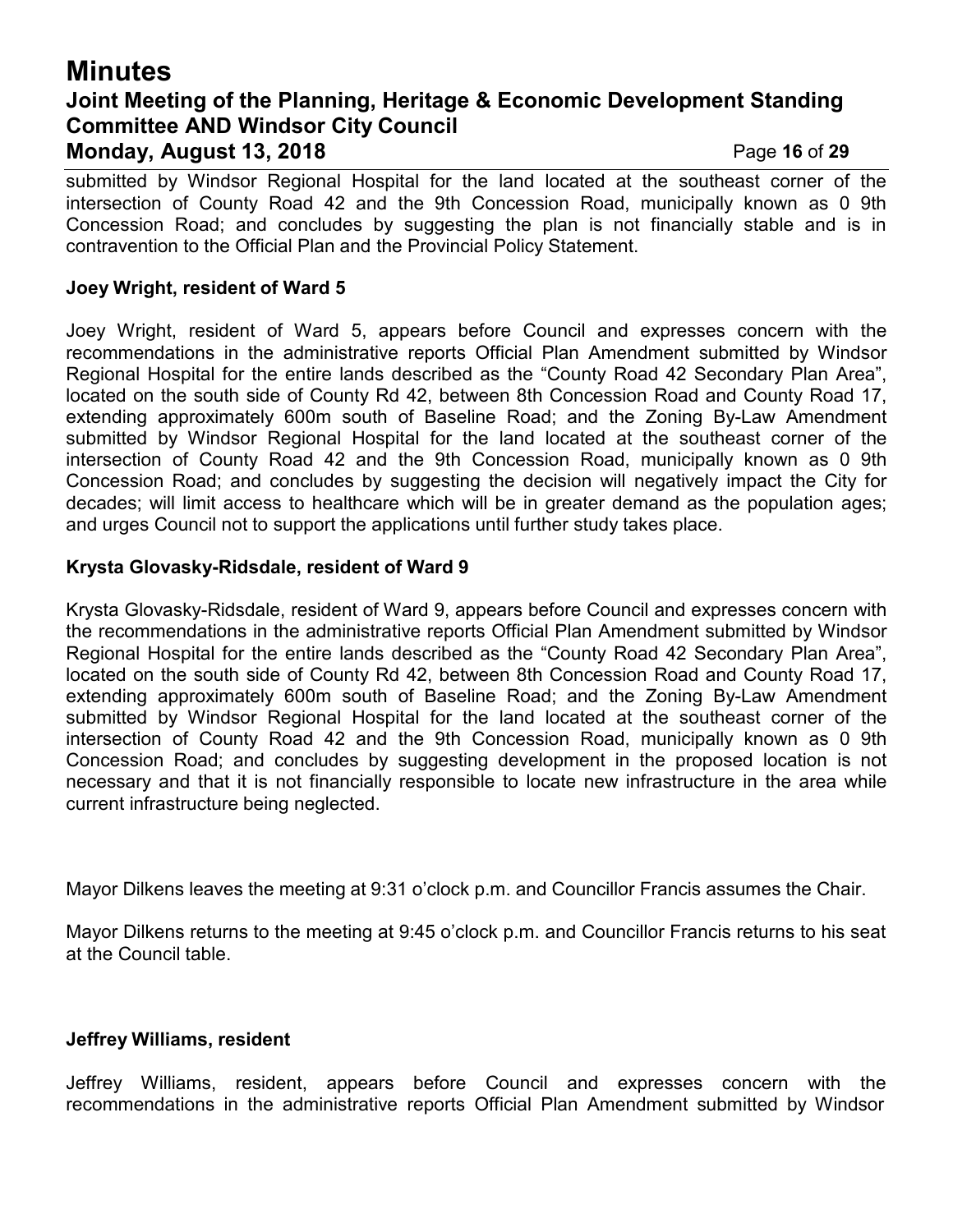submitted by Windsor Regional Hospital for the land located at the southeast corner of the intersection of County Road 42 and the 9th Concession Road, municipally known as 0 9th Concession Road; and concludes by suggesting the plan is not financially stable and is in contravention to the Official Plan and the Provincial Policy Statement.

**Joey Wright, resident of Ward 5**

Joey Wright, resident of Ward 5, appears before Council and expresses concern with the recommendations in the administrative reports Official Plan Amendment submitted by Windsor Regional Hospital for the entire lands described as the "County Road 42 Secondary Plan Area", located on the south side of County Rd 42, between 8th Concession Road and County Road 17, extending approximately 600m south of Baseline Road; and the Zoning By-Law Amendment submitted by Windsor Regional Hospital for the land located at the southeast corner of the intersection of County Road 42 and the 9th Concession Road, municipally known as 0 9th Concession Road; and concludes by suggesting the decision will negatively impact the City for decades; will limit access to healthcare which will be in greater demand as the population ages; and urges Council not to support the applications until further study takes place.

**Krysta Glovasky-Ridsdale, resident of Ward 9**

Krysta Glovasky-Ridsdale, resident of Ward 9, appears before Council and expresses concern with the recommendations in the administrative reports Official Plan Amendment submitted by Windsor Regional Hospital for the entire lands described as the "County Road 42 Secondary Plan Area", located on the south side of County Rd 42, between 8th Concession Road and County Road 17, extending approximately 600m south of Baseline Road; and the Zoning By-Law Amendment submitted by Windsor Regional Hospital for the land located at the southeast corner of the intersection of County Road 42 and the 9th Concession Road, municipally known as 0 9th Concession Road; and concludes by suggesting development in the proposed location is not necessary and that it is not financially responsible to locate new infrastructure in the area while current infrastructure being neglected.

Mayor Dilkens leaves the meeting at 9:31 o'clock p.m. and Councillor Francis assumes the Chair.

Mayor Dilkens returns to the meeting at 9:45 o'clock p.m. and Councillor Francis returns to his seat at the Council table.

**Jeffrey Williams, resident**

Jeffrey Williams, resident, appears before Council and expresses concern with the recommendations in the administrative reports Official Plan Amendment submitted by Windsor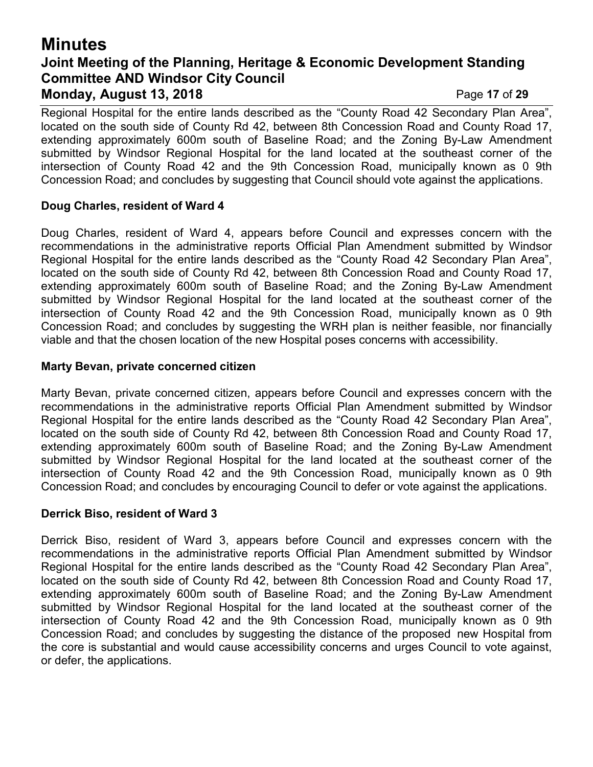Regional Hospital for the entire lands described as the “County Road 42 Secondary Plan Area”, located on the south side of County Rd 42, between 8th Concession Road and County Road 17, extending approximately 600m south of Baseline Road; and the Zoning By-Law Amendment submitted by Windsor Regional Hospital for the land located at the southeast corner of the intersection of County Road 42 and the 9th Concession Road, municipally known as 0 9th Concession Road; and concludes by suggesting that Council should vote against the applications.

**Doug Charles, resident of Ward 4**

Doug Charles, resident of Ward 4, appears before Council and expresses concern with the recommendations in the administrative reports Official Plan Amendment submitted by Windsor Regional Hospital for the entire lands described as the “County Road 42 Secondary Plan Area”, located on the south side of County Rd 42, between 8th Concession Road and County Road 17, extending approximately 600m south of Baseline Road; and the Zoning By-Law Amendment submitted by Windsor Regional Hospital for the land located at the southeast corner of the intersection of County Road 42 and the 9th Concession Road, municipally known as 0 9th Concession Road; and concludes by suggesting the WRH plan is neither feasible, nor financially viable and that the chosen location of the new Hospital poses concerns with accessibility.

**Marty Bevan, private concerned citizen**

Marty Bevan, private concerned citizen, appears before Council and expresses concern with the recommendations in the administrative reports Official Plan Amendment submitted by Windsor Regional Hospital for the entire lands described as the “County Road 42 Secondary Plan Area”, located on the south side of County Rd 42, between 8th Concession Road and County Road 17, extending approximately 600m south of Baseline Road; and the Zoning By-Law Amendment submitted by Windsor Regional Hospital for the land located at the southeast corner of the intersection of County Road 42 and the 9th Concession Road, municipally known as 0 9th Concession Road; and concludes by encouraging Council to defer or vote against the applications.

**Derrick Biso, resident of Ward 3**

Derrick Biso, resident of Ward 3, appears before Council and expresses concern with the recommendations in the administrative reports Official Plan Amendment submitted by Windsor Regional Hospital for the entire lands described as the “County Road 42 Secondary Plan Area”, located on the south side of County Rd 42, between 8th Concession Road and County Road 17, extending approximately 600m south of Baseline Road; and the Zoning By-Law Amendment submitted by Windsor Regional Hospital for the land located at the southeast corner of the intersection of County Road 42 and the 9th Concession Road, municipally known as 0 9th Concession Road; and concludes by suggesting the distance of the proposed new Hospital from the core is substantial and would cause accessibility concerns and urges Council to vote against, or defer, the applications.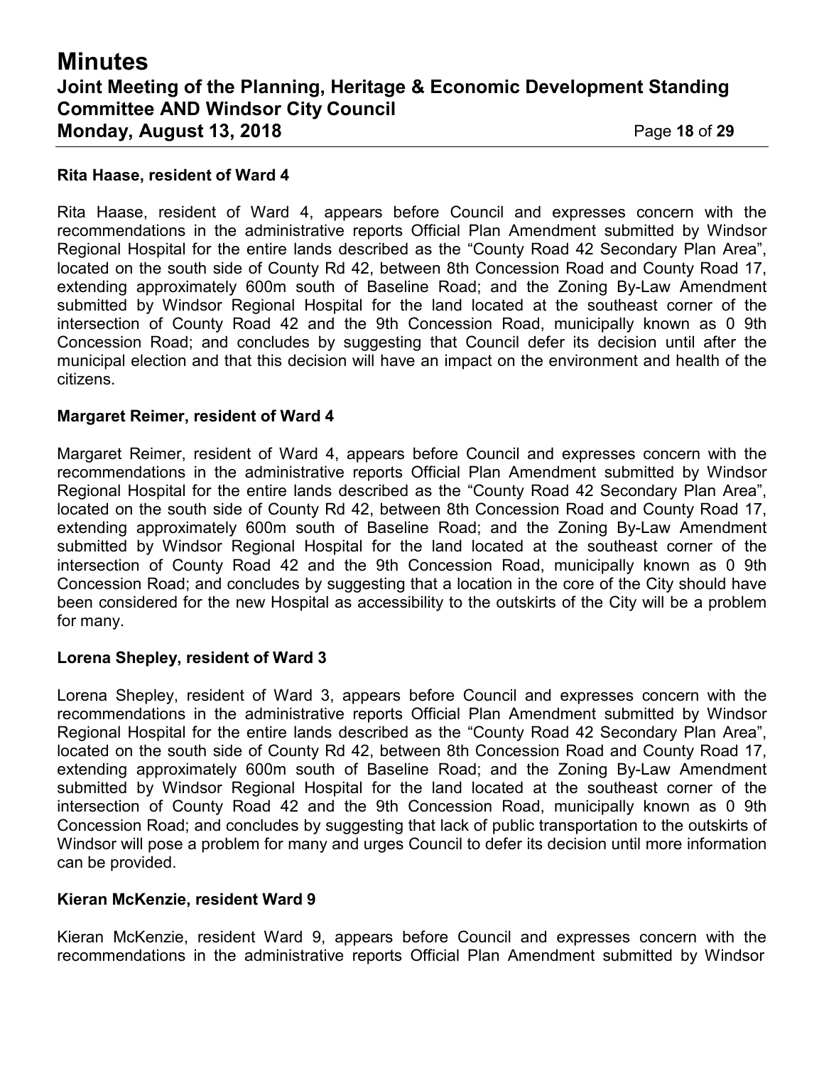**Rita Haase, resident of Ward 4**

Rita Haase, resident of Ward 4, appears before Council and expresses concern with the recommendations in the administrative reports Official Plan Amendment submitted by Windsor Regional Hospital for the entire lands described as the “County Road 42 Secondary Plan Area”, located on the south side of County Rd 42, between 8th Concession Road and County Road 17, extending approximately 600m south of Baseline Road; and the Zoning By-Law Amendment submitted by Windsor Regional Hospital for the land located at the southeast corner of the intersection of County Road 42 and the 9th Concession Road, municipally known as 0 9th Concession Road; and concludes by suggesting that Council defer its decision until after the municipal election and that this decision will have an impact on the environment and health of the citizens.

**Margaret Reimer, resident of Ward 4**

Margaret Reimer, resident of Ward 4, appears before Council and expresses concern with the recommendations in the administrative reports Official Plan Amendment submitted by Windsor Regional Hospital for the entire lands described as the “County Road 42 Secondary Plan Area”, located on the south side of County Rd 42, between 8th Concession Road and County Road 17, extending approximately 600m south of Baseline Road; and the Zoning By-Law Amendment submitted by Windsor Regional Hospital for the land located at the southeast corner of the intersection of County Road 42 and the 9th Concession Road, municipally known as 0 9th Concession Road; and concludes by suggesting that a location in the core of the City should have been considered for the new Hospital as accessibility to the outskirts of the City will be a problem for many.

**Lorena Shepley, resident of Ward 3**

Lorena Shepley, resident of Ward 3, appears before Council and expresses concern with the recommendations in the administrative reports Official Plan Amendment submitted by Windsor Regional Hospital for the entire lands described as the “County Road 42 Secondary Plan Area”, located on the south side of County Rd 42, between 8th Concession Road and County Road 17, extending approximately 600m south of Baseline Road; and the Zoning By-Law Amendment submitted by Windsor Regional Hospital for the land located at the southeast corner of the intersection of County Road 42 and the 9th Concession Road, municipally known as 0 9th Concession Road; and concludes by suggesting that lack of public transportation to the outskirts of Windsor will pose a problem for many and urges Council to defer its decision until more information can be provided.

**Kieran McKenzie, resident Ward 9**

Kieran McKenzie, resident Ward 9, appears before Council and expresses concern with the recommendations in the administrative reports Official Plan Amendment submitted by Windsor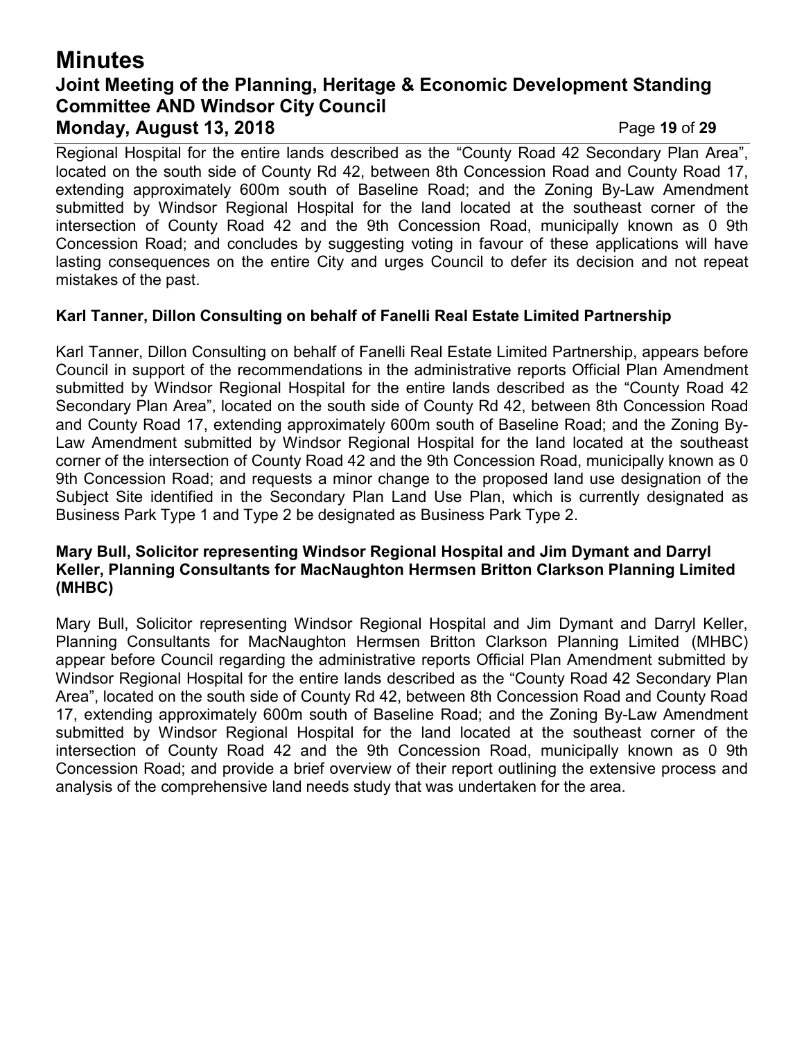Regional Hospital for the entire lands described as the “County Road 42 Secondary Plan Area”, located on the south side of County Rd 42, between 8th Concession Road and County Road 17, extending approximately 600m south of Baseline Road; and the Zoning By-Law Amendment submitted by Windsor Regional Hospital for the land located at the southeast corner of the intersection of County Road 42 and the 9th Concession Road, municipally known as 0 9th Concession Road; and concludes by suggesting voting in favour of these applications will have lasting consequences on the entire City and urges Council to defer its decision and not repeat mistakes of the past.

**Karl Tanner, Dillon Consulting on behalf of Fanelli Real Estate Limited Partnership**

Karl Tanner, Dillon Consulting on behalf of Fanelli Real Estate Limited Partnership, appears before Council in support of the recommendations in the administrative reports Official Plan Amendment submitted by Windsor Regional Hospital for the entire lands described as the “County Road 42 Secondary Plan Area”, located on the south side of County Rd 42, between 8th Concession Road and County Road 17, extending approximately 600m south of Baseline Road; and the Zoning By-Law Amendment submitted by Windsor Regional Hospital for the land located at the southeast corner of the intersection of County Road 42 and the 9th Concession Road, municipally known as 0 9th Concession Road; and requests a minor change to the proposed land use designation of the Subject Site identified in the Secondary Plan Land Use Plan, which is currently designated as Business Park Type 1 and Type 2 be designated as Business Park Type 2.

**Mary Bull, Solicitor representing Windsor Regional Hospital and Jim Dymant and Darryl Keller, Planning Consultants for MacNaughton Hermsen Britton Clarkson Planning Limited (MHBC)**

Mary Bull, Solicitor representing Windsor Regional Hospital and Jim Dymant and Darryl Keller, Planning Consultants for MacNaughton Hermsen Britton Clarkson Planning Limited (MHBC) appear before Council regarding the administrative reports Official Plan Amendment submitted by Windsor Regional Hospital for the entire lands described as the “County Road 42 Secondary Plan Area”, located on the south side of County Rd 42, between 8th Concession Road and County Road 17, extending approximately 600m south of Baseline Road; and the Zoning By-Law Amendment submitted by Windsor Regional Hospital for the land located at the southeast corner of the intersection of County Road 42 and the 9th Concession Road, municipally known as 0 9th Concession Road; and provide a brief overview of their report outlining the extensive process and analysis of the comprehensive land needs study that was undertaken for the area.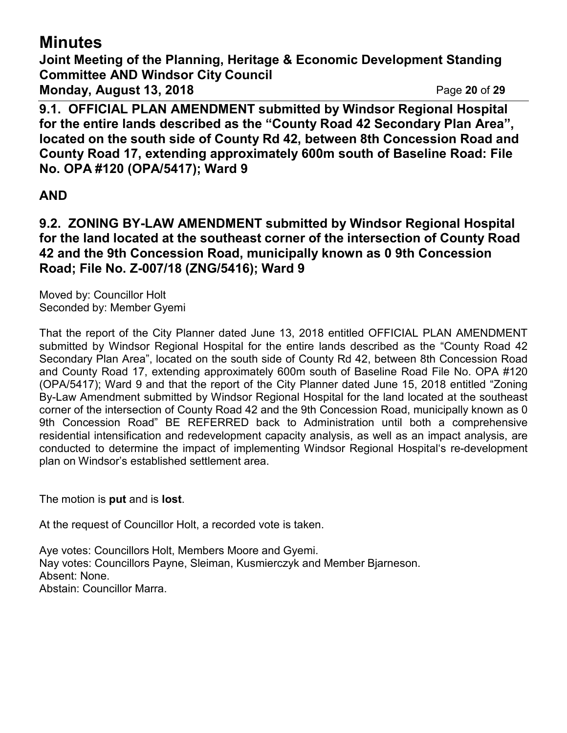**9.1. OFFICIAL PLAN AMENDMENT submitted by Windsor Regional Hospital for the entire lands described as the "County Road 42 Secondary Plan Area", located on the south side of County Rd 42, between 8th Concession Road and County Road 17, extending approximately 600m south of Baseline Road: File No. OPA #120 (OPA/5417); Ward 9**

**AND**

**9.2. ZONING BY-LAW AMENDMENT submitted by Windsor Regional Hospital for the land located at the southeast corner of the intersection of County Road 42 and the 9th Concession Road, municipally known as 0 9th Concession Road; File No. Z-007/18 (ZNG/5416); Ward 9**

Moved by: Councillor Holt
Seconded by: Member Gyemi

That the report of the City Planner dated June 13, 2018 entitled OFFICIAL PLAN AMENDMENT submitted by Windsor Regional Hospital for the entire lands described as the "County Road 42 Secondary Plan Area", located on the south side of County Rd 42, between 8th Concession Road and County Road 17, extending approximately 600m south of Baseline Road File No. OPA #120 (OPA/5417); Ward 9 and that the report of the City Planner dated June 15, 2018 entitled "Zoning By-Law Amendment submitted by Windsor Regional Hospital for the land located at the southeast corner of the intersection of County Road 42 and the 9th Concession Road, municipally known as 0 9th Concession Road" BE REFERRED back to Administration until both a comprehensive residential intensification and redevelopment capacity analysis, as well as an impact analysis, are conducted to determine the impact of implementing Windsor Regional Hospital's re-development plan on Windsor's established settlement area.

The motion is **put** and is **lost**.

At the request of Councillor Holt, a recorded vote is taken.

Aye votes: Councillors Holt, Members Moore and Gyemi.
Nay votes: Councillors Payne, Sleiman, Kusmierczyk and Member Bjarneson.
Absent: None.
Abstain: Councillor Marra.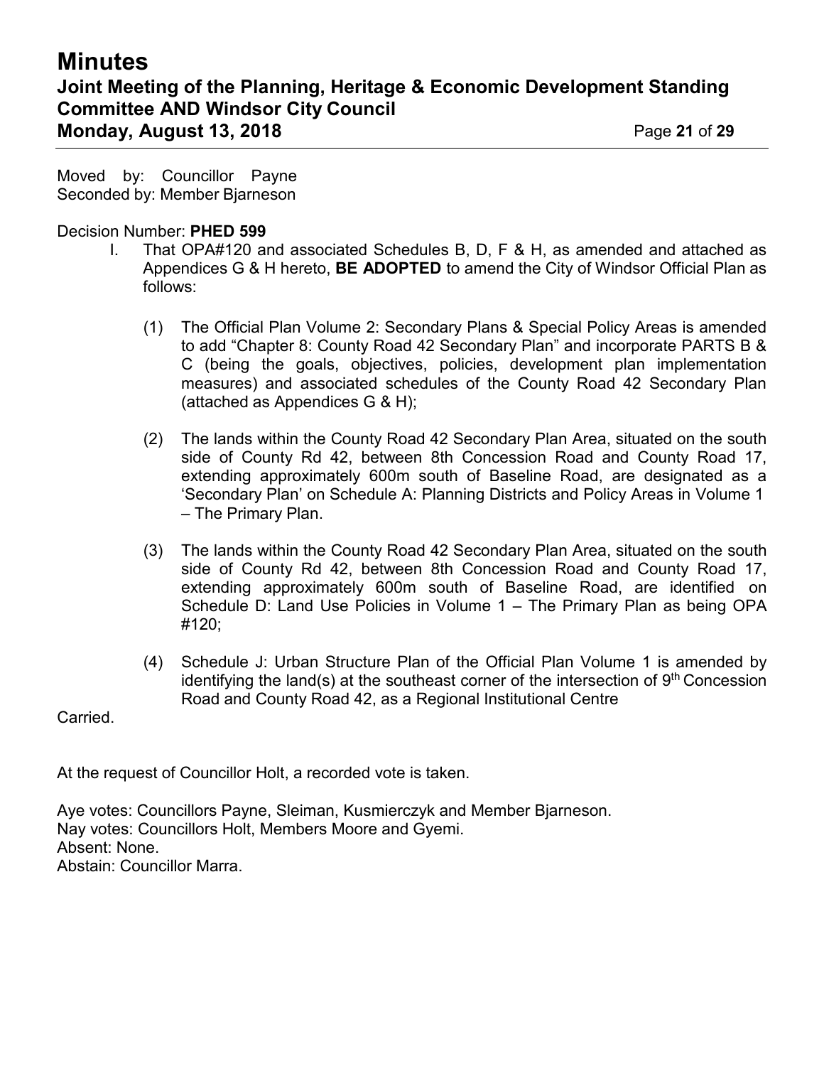Moved by: Councillor Payne
Seconded by: Member Bjarneson

Decision Number: **PHED 599**

I. That OPA#120 and associated Schedules B, D, F & H, as amended and attached as Appendices G & H hereto, **BE ADOPTED** to amend the City of Windsor Official Plan as follows:

(1) The Official Plan Volume 2: Secondary Plans & Special Policy Areas is amended to add "Chapter 8: County Road 42 Secondary Plan" and incorporate PARTS B & C (being the goals, objectives, policies, development plan implementation measures) and associated schedules of the County Road 42 Secondary Plan (attached as Appendices G & H);

(2) The lands within the County Road 42 Secondary Plan Area, situated on the south side of County Rd 42, between 8th Concession Road and County Road 17, extending approximately 600m south of Baseline Road, are designated as a 'Secondary Plan' on Schedule A: Planning Districts and Policy Areas in Volume 1 – The Primary Plan.

(3) The lands within the County Road 42 Secondary Plan Area, situated on the south side of County Rd 42, between 8th Concession Road and County Road 17, extending approximately 600m south of Baseline Road, are identified on Schedule D: Land Use Policies in Volume 1 – The Primary Plan as being OPA #120;

(4) Schedule J: Urban Structure Plan of the Official Plan Volume 1 is amended by identifying the land(s) at the southeast corner of the intersection of 9th Concession Road and County Road 42, as a Regional Institutional Centre

Carried.

At the request of Councillor Holt, a recorded vote is taken.

Aye votes: Councillors Payne, Sleiman, Kusmierczyk and Member Bjarneson.
Nay votes: Councillors Holt, Members Moore and Gyemi.
Absent: None.
Abstain: Councillor Marra.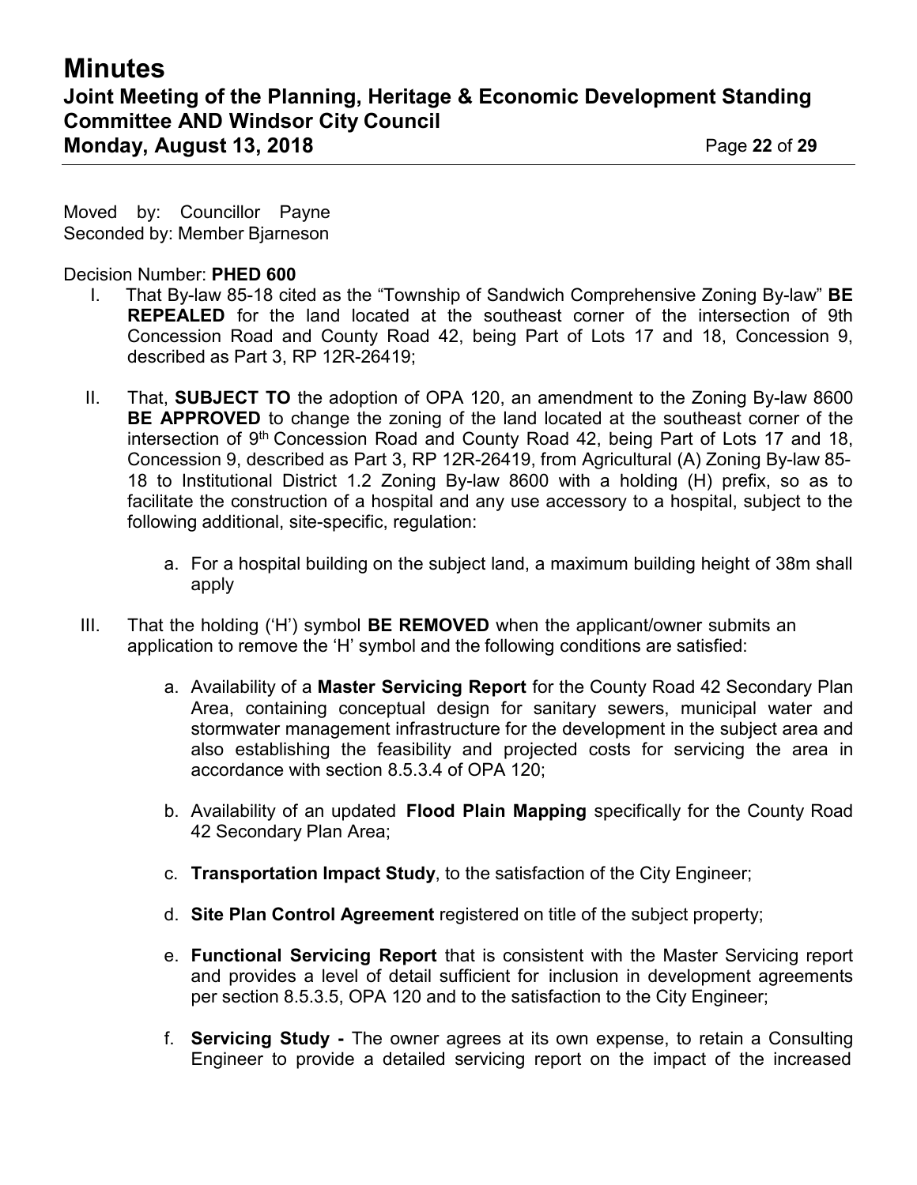Moved by: Councillor Payne
Seconded by: Member Bjarneson

Decision Number: **PHED 600**

I. That By-law 85-18 cited as the "Township of Sandwich Comprehensive Zoning By-law" **BE REPEALED** for the land located at the southeast corner of the intersection of 9th Concession Road and County Road 42, being Part of Lots 17 and 18, Concession 9, described as Part 3, RP 12R-26419;

II. That, **SUBJECT TO** the adoption of OPA 120, an amendment to the Zoning By-law 8600 **BE APPROVED** to change the zoning of the land located at the southeast corner of the intersection of 9th Concession Road and County Road 42, being Part of Lots 17 and 18, Concession 9, described as Part 3, RP 12R-26419, from Agricultural (A) Zoning By-law 85-18 to Institutional District 1.2 Zoning By-law 8600 with a holding (H) prefix, so as to facilitate the construction of a hospital and any use accessory to a hospital, subject to the following additional, site-specific, regulation:

   a. For a hospital building on the subject land, a maximum building height of 38m shall apply

III. That the holding ('H') symbol **BE REMOVED** when the applicant/owner submits an application to remove the 'H' symbol and the following conditions are satisfied:

   a. Availability of a **Master Servicing Report** for the County Road 42 Secondary Plan Area, containing conceptual design for sanitary sewers, municipal water and stormwater management infrastructure for the development in the subject area and also establishing the feasibility and projected costs for servicing the area in accordance with section 8.5.3.4 of OPA 120;

   b. Availability of an updated **Flood Plain Mapping** specifically for the County Road 42 Secondary Plan Area;

   c. **Transportation Impact Study**, to the satisfaction of the City Engineer;

   d. **Site Plan Control Agreement** registered on title of the subject property;

   e. **Functional Servicing Report** that is consistent with the Master Servicing report and provides a level of detail sufficient for inclusion in development agreements per section 8.5.3.5, OPA 120 and to the satisfaction to the City Engineer;

   f. **Servicing Study -** The owner agrees at its own expense, to retain a Consulting Engineer to provide a detailed servicing report on the impact of the increased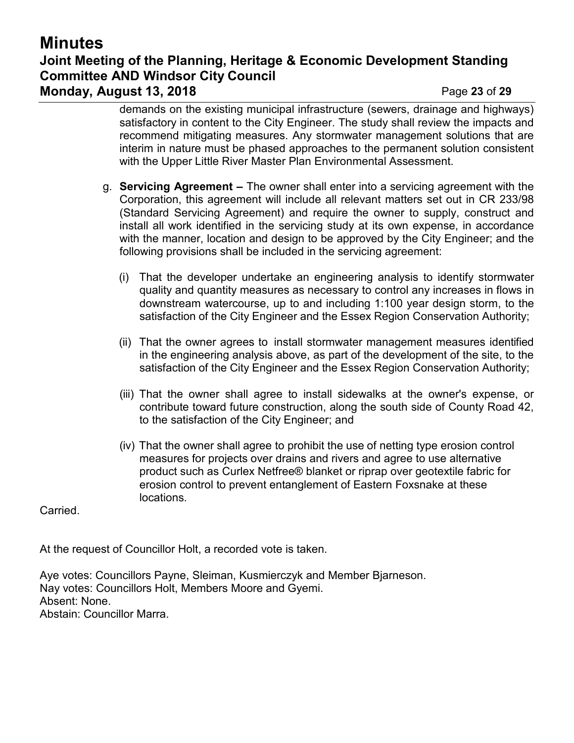demands on the existing municipal infrastructure (sewers, drainage and highways) satisfactory in content to the City Engineer. The study shall review the impacts and recommend mitigating measures. Any stormwater management solutions that are interim in nature must be phased approaches to the permanent solution consistent with the Upper Little River Master Plan Environmental Assessment.

g. **Servicing Agreement –** The owner shall enter into a servicing agreement with the Corporation, this agreement will include all relevant matters set out in CR 233/98 (Standard Servicing Agreement) and require the owner to supply, construct and install all work identified in the servicing study at its own expense, in accordance with the manner, location and design to be approved by the City Engineer; and the following provisions shall be included in the servicing agreement:

   (i) That the developer undertake an engineering analysis to identify stormwater quality and quantity measures as necessary to control any increases in flows in downstream watercourse, up to and including 1:100 year design storm, to the satisfaction of the City Engineer and the Essex Region Conservation Authority;

   (ii) That the owner agrees to install stormwater management measures identified in the engineering analysis above, as part of the development of the site, to the satisfaction of the City Engineer and the Essex Region Conservation Authority;

   (iii) That the owner shall agree to install sidewalks at the owner's expense, or contribute toward future construction, along the south side of County Road 42, to the satisfaction of the City Engineer; and

   (iv) That the owner shall agree to prohibit the use of netting type erosion control measures for projects over drains and rivers and agree to use alternative product such as Curlex Netfree® blanket or riprap over geotextile fabric for erosion control to prevent entanglement of Eastern Foxsnake at these locations.

Carried.

At the request of Councillor Holt, a recorded vote is taken.

Aye votes: Councillors Payne, Sleiman, Kusmierczyk and Member Bjarneson.
Nay votes: Councillors Holt, Members Moore and Gyemi.
Absent: None.
Abstain: Councillor Marra.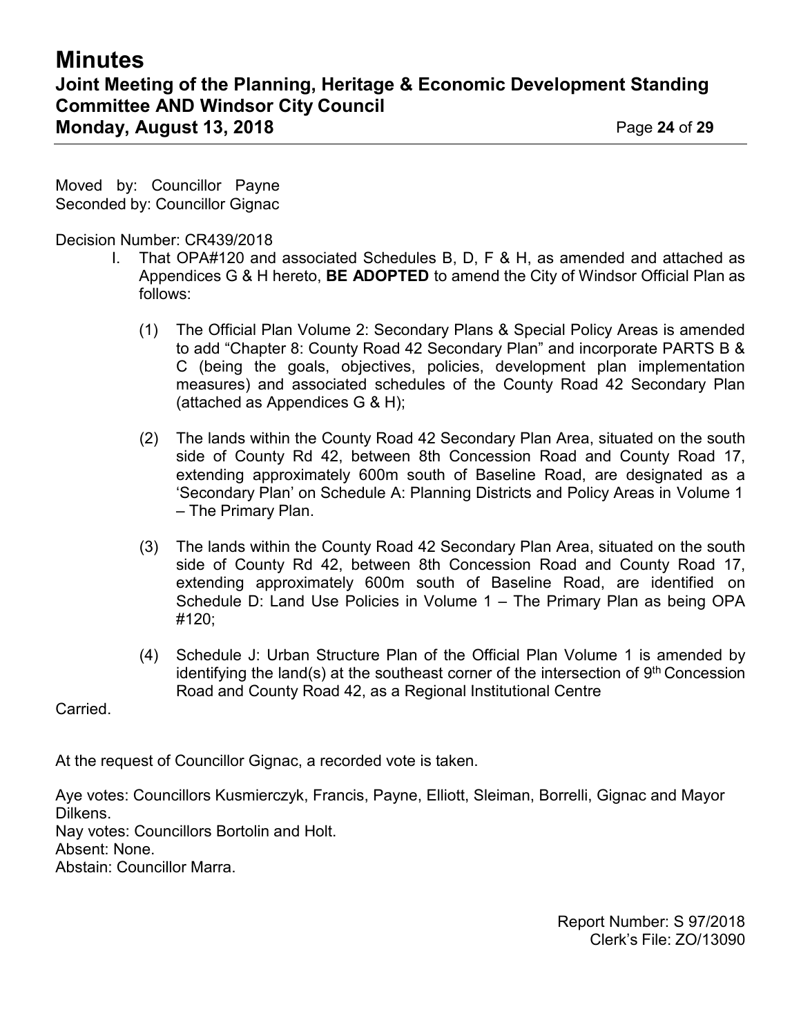Moved by: Councillor Payne
Seconded by: Councillor Gignac

Decision Number: CR439/2018

I. That OPA#120 and associated Schedules B, D, F & H, as amended and attached as Appendices G & H hereto, **BE ADOPTED** to amend the City of Windsor Official Plan as follows:

   (1) The Official Plan Volume 2: Secondary Plans & Special Policy Areas is amended to add "Chapter 8: County Road 42 Secondary Plan" and incorporate PARTS B & C (being the goals, objectives, policies, development plan implementation measures) and associated schedules of the County Road 42 Secondary Plan (attached as Appendices G & H);

   (2) The lands within the County Road 42 Secondary Plan Area, situated on the south side of County Rd 42, between 8th Concession Road and County Road 17, extending approximately 600m south of Baseline Road, are designated as a 'Secondary Plan' on Schedule A: Planning Districts and Policy Areas in Volume 1 – The Primary Plan.

   (3) The lands within the County Road 42 Secondary Plan Area, situated on the south side of County Rd 42, between 8th Concession Road and County Road 17, extending approximately 600m south of Baseline Road, are identified on Schedule D: Land Use Policies in Volume 1 – The Primary Plan as being OPA #120;

   (4) Schedule J: Urban Structure Plan of the Official Plan Volume 1 is amended by identifying the land(s) at the southeast corner of the intersection of 9th Concession Road and County Road 42, as a Regional Institutional Centre

Carried.

At the request of Councillor Gignac, a recorded vote is taken.

Aye votes: Councillors Kusmierczyk, Francis, Payne, Elliott, Sleiman, Borrelli, Gignac and Mayor Dilkens.
Nay votes: Councillors Bortolin and Holt.
Absent: None.
Abstain: Councillor Marra.

Report Number: S 97/2018
Clerk's File: ZO/13090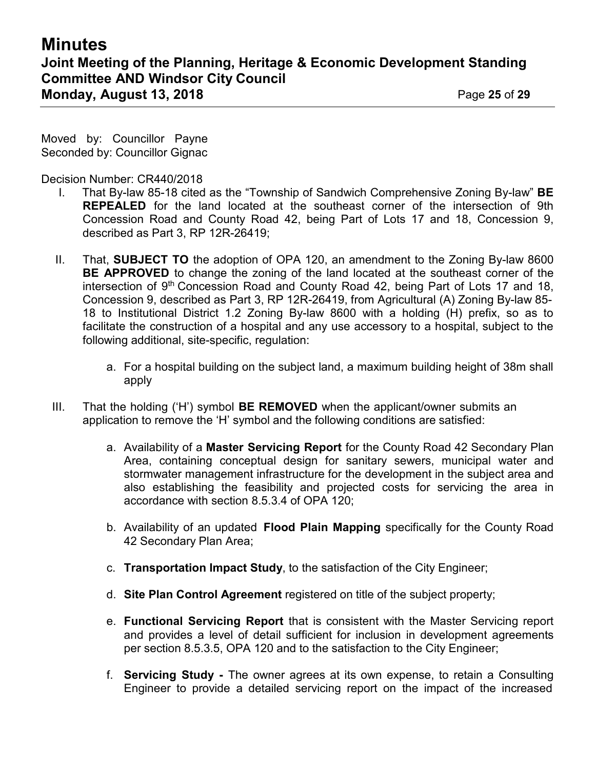Moved by: Councillor Payne
Seconded by: Councillor Gignac

Decision Number: CR440/2018

I. That By-law 85-18 cited as the "Township of Sandwich Comprehensive Zoning By-law" **BE REPEALED** for the land located at the southeast corner of the intersection of 9th Concession Road and County Road 42, being Part of Lots 17 and 18, Concession 9, described as Part 3, RP 12R-26419;

II. That, **SUBJECT TO** the adoption of OPA 120, an amendment to the Zoning By-law 8600 **BE APPROVED** to change the zoning of the land located at the southeast corner of the intersection of 9th Concession Road and County Road 42, being Part of Lots 17 and 18, Concession 9, described as Part 3, RP 12R-26419, from Agricultural (A) Zoning By-law 85-18 to Institutional District 1.2 Zoning By-law 8600 with a holding (H) prefix, so as to facilitate the construction of a hospital and any use accessory to a hospital, subject to the following additional, site-specific, regulation:

   a. For a hospital building on the subject land, a maximum building height of 38m shall apply

III. That the holding ('H') symbol **BE REMOVED** when the applicant/owner submits an application to remove the 'H' symbol and the following conditions are satisfied:

   a. Availability of a **Master Servicing Report** for the County Road 42 Secondary Plan Area, containing conceptual design for sanitary sewers, municipal water and stormwater management infrastructure for the development in the subject area and also establishing the feasibility and projected costs for servicing the area in accordance with section 8.5.3.4 of OPA 120;

   b. Availability of an updated **Flood Plain Mapping** specifically for the County Road 42 Secondary Plan Area;

   c. **Transportation Impact Study**, to the satisfaction of the City Engineer;

   d. **Site Plan Control Agreement** registered on title of the subject property;

   e. **Functional Servicing Report** that is consistent with the Master Servicing report and provides a level of detail sufficient for inclusion in development agreements per section 8.5.3.5, OPA 120 and to the satisfaction to the City Engineer;

   f. **Servicing Study -** The owner agrees at its own expense, to retain a Consulting Engineer to provide a detailed servicing report on the impact of the increased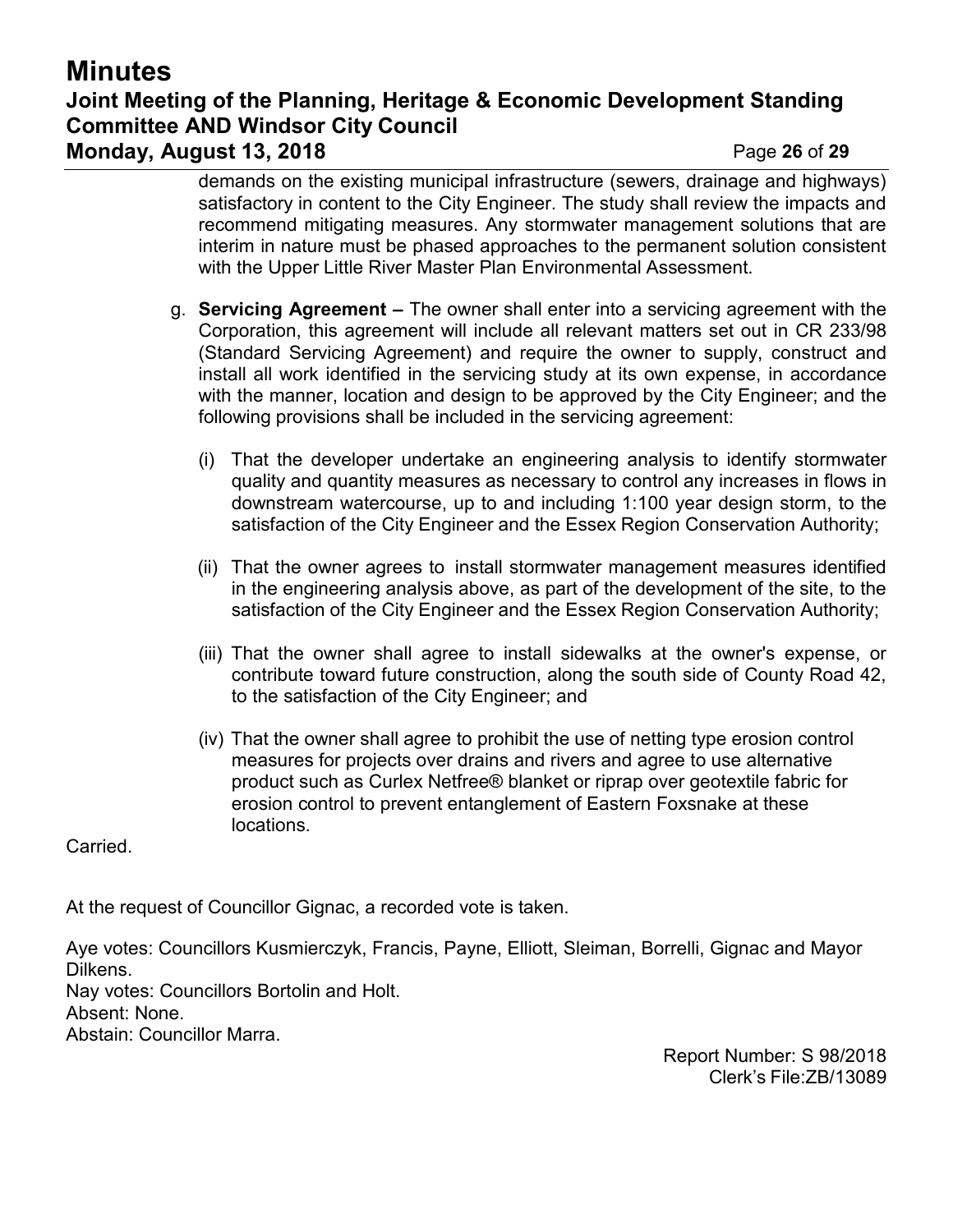demands on the existing municipal infrastructure (sewers, drainage and highways) satisfactory in content to the City Engineer. The study shall review the impacts and recommend mitigating measures. Any stormwater management solutions that are interim in nature must be phased approaches to the permanent solution consistent with the Upper Little River Master Plan Environmental Assessment.

g. **Servicing Agreement –** The owner shall enter into a servicing agreement with the Corporation, this agreement will include all relevant matters set out in CR 233/98 (Standard Servicing Agreement) and require the owner to supply, construct and install all work identified in the servicing study at its own expense, in accordance with the manner, location and design to be approved by the City Engineer; and the following provisions shall be included in the servicing agreement:

   (i) That the developer undertake an engineering analysis to identify stormwater quality and quantity measures as necessary to control any increases in flows in downstream watercourse, up to and including 1:100 year design storm, to the satisfaction of the City Engineer and the Essex Region Conservation Authority;

   (ii) That the owner agrees to install stormwater management measures identified in the engineering analysis above, as part of the development of the site, to the satisfaction of the City Engineer and the Essex Region Conservation Authority;

   (iii) That the owner shall agree to install sidewalks at the owner's expense, or contribute toward future construction, along the south side of County Road 42, to the satisfaction of the City Engineer; and

   (iv) That the owner shall agree to prohibit the use of netting type erosion control measures for projects over drains and rivers and agree to use alternative product such as Curlex Netfree® blanket or riprap over geotextile fabric for erosion control to prevent entanglement of Eastern Foxsnake at these locations.

Carried.

At the request of Councillor Gignac, a recorded vote is taken.

Aye votes: Councillors Kusmierczyk, Francis, Payne, Elliott, Sleiman, Borrelli, Gignac and Mayor Dilkens.
Nay votes: Councillors Bortolin and Holt.
Absent: None.
Abstain: Councillor Marra.

Report Number: S 98/2018
Clerk's File:ZB/13089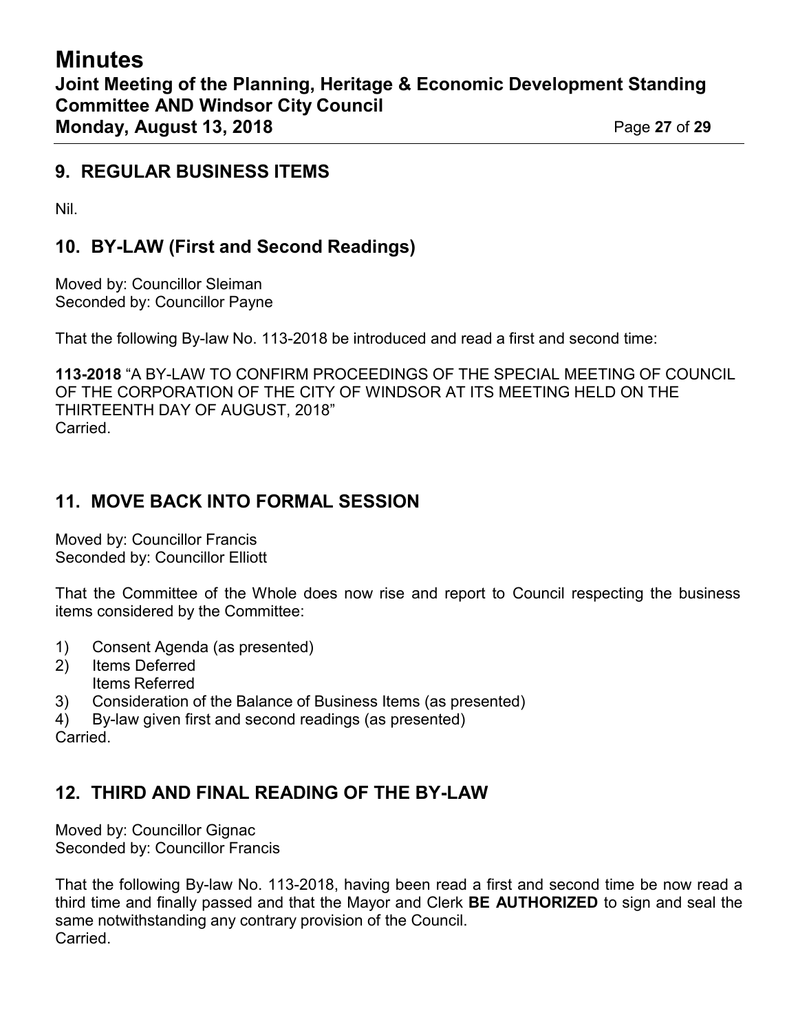## 9. REGULAR BUSINESS ITEMS

Nil.

## 10. BY-LAW (First and Second Readings)

Moved by: Councillor Sleiman
Seconded by: Councillor Payne

That the following By-law No. 113-2018 be introduced and read a first and second time:

**113-2018** "A BY-LAW TO CONFIRM PROCEEDINGS OF THE SPECIAL MEETING OF COUNCIL OF THE CORPORATION OF THE CITY OF WINDSOR AT ITS MEETING HELD ON THE THIRTEENTH DAY OF AUGUST, 2018"
Carried.

## 11. MOVE BACK INTO FORMAL SESSION

Moved by: Councillor Francis
Seconded by: Councillor Elliott

That the Committee of the Whole does now rise and report to Council respecting the business items considered by the Committee:

1) Consent Agenda (as presented)
2) Items Deferred
   Items Referred
3) Consideration of the Balance of Business Items (as presented)
4) By-law given first and second readings (as presented)

Carried.

## 12. THIRD AND FINAL READING OF THE BY-LAW

Moved by: Councillor Gignac
Seconded by: Councillor Francis

That the following By-law No. 113-2018, having been read a first and second time be now read a third time and finally passed and that the Mayor and Clerk **BE AUTHORIZED** to sign and seal the same notwithstanding any contrary provision of the Council.
Carried.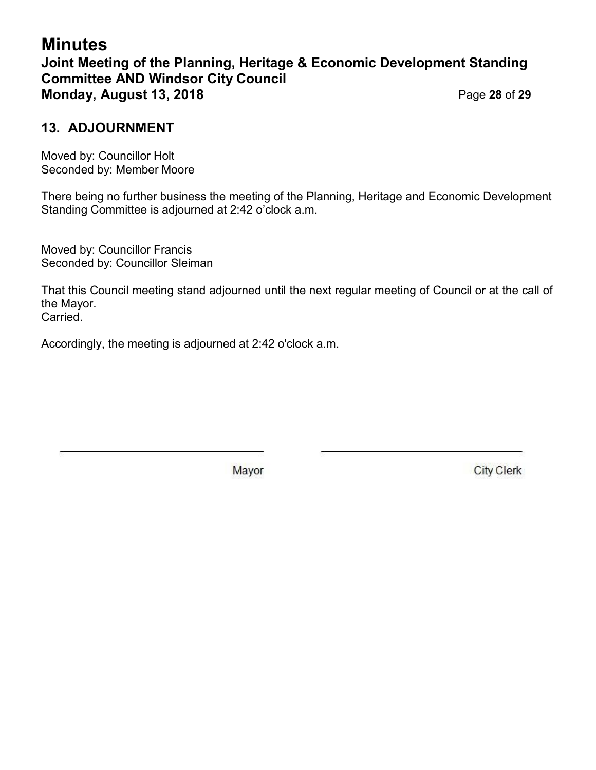## 13. ADJOURNMENT

Moved by: Councillor Holt
Seconded by: Member Moore

There being no further business the meeting of the Planning, Heritage and Economic Development Standing Committee is adjourned at 2:42 o'clock a.m.

Moved by: Councillor Francis
Seconded by: Councillor Sleiman

That this Council meeting stand adjourned until the next regular meeting of Council or at the call of the Mayor.
Carried.

Accordingly, the meeting is adjourned at 2:42 o'clock a.m.

\_\_\_\_\_\_\_\_\_\_\_\_\_\_\_\_\_\_\_\_\_\_\_\_\_\_\_\_\_\_\_\_
Mayor

\_\_\_\_\_\_\_\_\_\_\_\_\_\_\_\_\_\_\_\_\_\_\_\_\_\_\_\_\_\_\_\_
City Clerk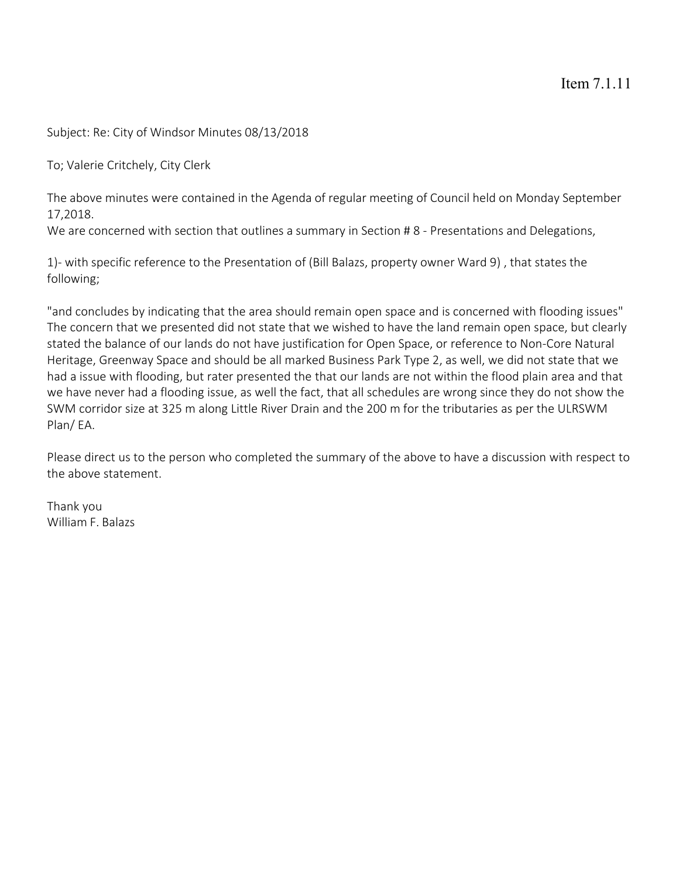Item 7.1.11

Subject: Re: City of Windsor Minutes 08/13/2018

To; Valerie Critchely, City Clerk

The above minutes were contained in the Agenda of regular meeting of Council held on Monday September 17,2018.
We are concerned with section that outlines a summary in Section # 8 - Presentations and Delegations,

1)- with specific reference to the Presentation of (Bill Balazs, property owner Ward 9) , that states the following;

"and concludes by indicating that the area should remain open space and is concerned with flooding issues" The concern that we presented did not state that we wished to have the land remain open space, but clearly stated the balance of our lands do not have justification for Open Space, or reference to Non-Core Natural Heritage, Greenway Space and should be all marked Business Park Type 2, as well, we did not state that we had a issue with flooding, but rater presented the that our lands are not within the flood plain area and that we have never had a flooding issue, as well the fact, that all schedules are wrong since they do not show the SWM corridor size at 325 m along Little River Drain and the 200 m for the tributaries as per the ULRSWM Plan/ EA.

Please direct us to the person who completed the summary of the above to have a discussion with respect to the above statement.

Thank you
William F. Balazs